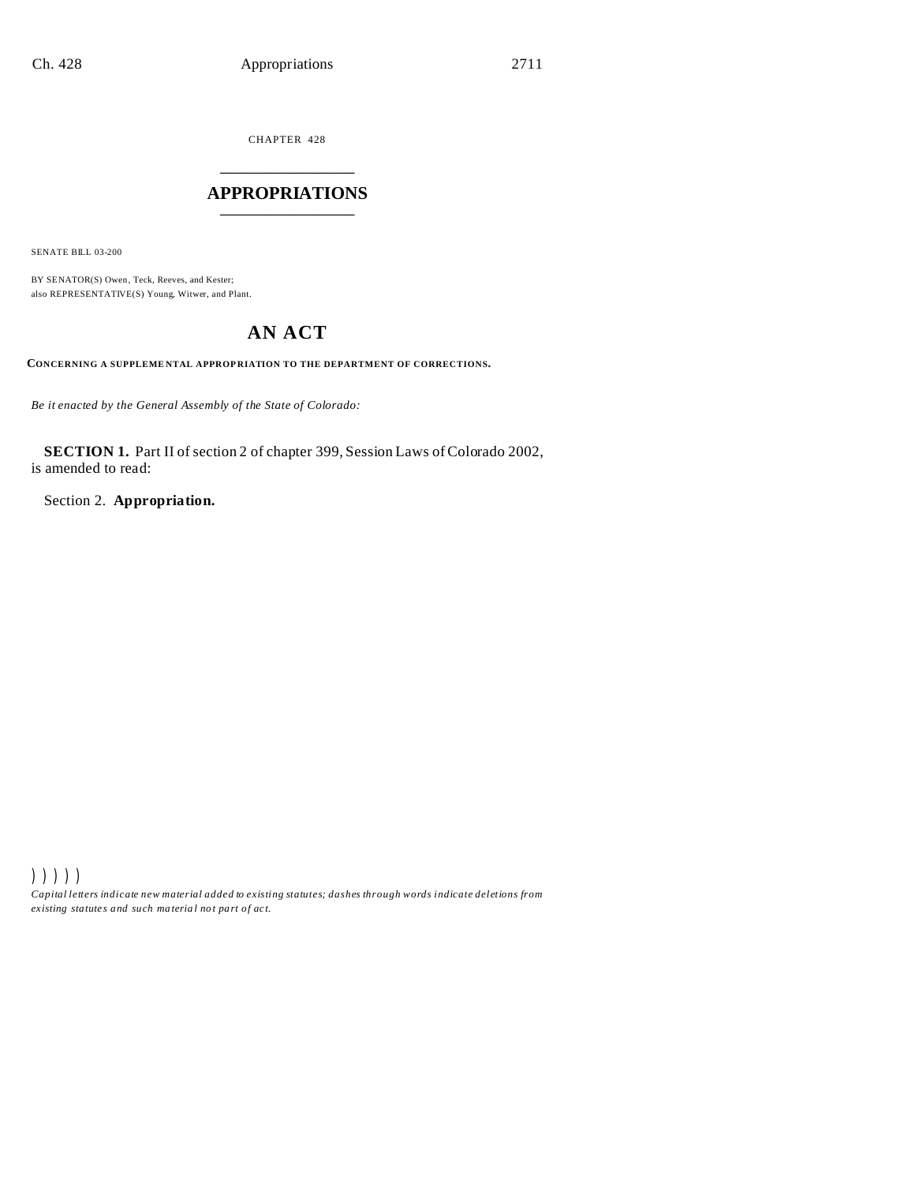CHAPTER 428

# APPROPRIATIONS

SENATE BILL 03-200

BY SENATOR(S) Owen, Teck, Reeves, and Kester;
also REPRESENTATIVE(S) Young, Witwer, and Plant.

## AN ACT

**CONCERNING A SUPPLEMENTAL APPROPRIATION TO THE DEPARTMENT OF CORRECTIONS.**

*Be it enacted by the General Assembly of the State of Colorado:*

**SECTION 1.** Part II of section 2 of chapter 399, Session Laws of Colorado 2002, is amended to read:

Section 2. **Appropriation.**

) ) ) ) )
*Capital letters indicate new material added to existing statutes; dashes through words indicate deletions from existing statutes and such material not part of act.*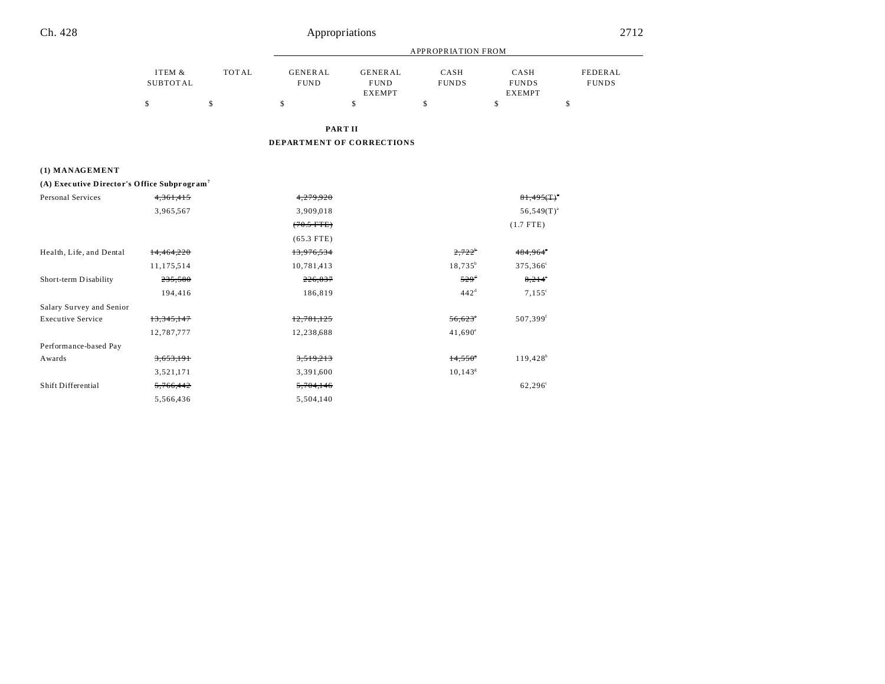## PART II

## DEPARTMENT OF CORRECTIONS

| | ITEM & SUBTOTAL | TOTAL | GENERAL FUND | GENERAL FUND EXEMPT | CASH FUNDS | CASH FUNDS EXEMPT | FEDERAL FUNDS |
|---|---|---|---|---|---|---|---|
| | | | APPROPRIATION FROM | | | | |
| | $ | $ | $ | $ | $ | $ | $ |
| **(1) MANAGEMENT** | | | | | | | |
| **(A) Executive Director's Office Subprogram**[7] | | | | | | | |
| Personal Services | ~~4,361,415~~ | | ~~4,279,920~~ | | | ~~81,495(T)~~[a] | |
| | 3,965,567 | | 3,909,018 | | | 56,549(T)[a] | |
| | | | ~~(70.5 FTE)~~ | | | (1.7 FTE) | |
| | | | (65.3 FTE) | | | | |
| Health, Life, and Dental | ~~14,464,220~~ | | ~~13,976,534~~ | | ~~2,722~~[b] | ~~484,964~~[c] | |
| | 11,175,514 | | 10,781,413 | | 18,735[b] | 375,366[c] | |
| Short-term Disability | ~~235,580~~ | | ~~226,837~~ | | ~~529~~[d] | ~~8,214~~[c] | |
| | 194,416 | | 186,819 | | 442[d] | 7,155[c] | |
| Salary Survey and Senior Executive Service | ~~13,345,147~~ | | ~~12,781,125~~ | | ~~56,623~~[e] | 507,399[f] | |
| | 12,787,777 | | 12,238,688 | | 41,690[e] | | |
| Performance-based Pay Awards | ~~3,653,191~~ | | ~~3,519,213~~ | | ~~14,550~~[g] | 119,428[h] | |
| | 3,521,171 | | 3,391,600 | | 10,143[g] | | |
| Shift Differential | ~~5,766,442~~ | | ~~5,704,146~~ | | | 62,296[c] | |
| | 5,566,436 | | 5,504,140 | | | | |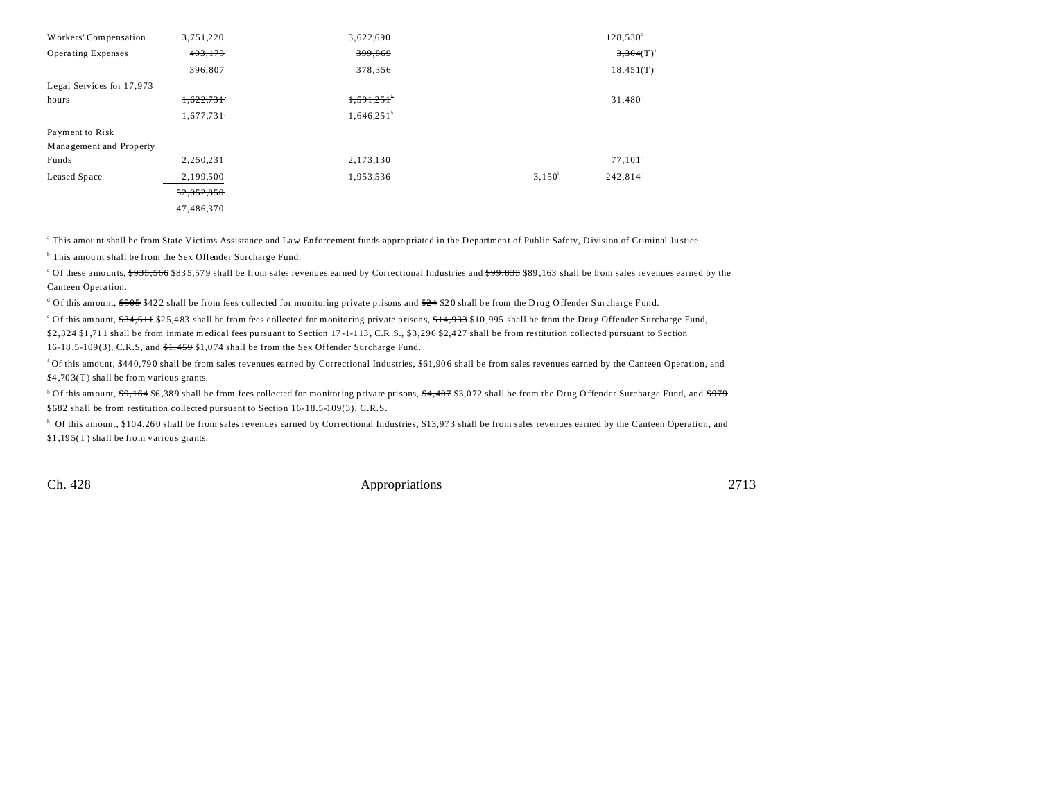| | | | | |
|---|---|---|---|---|
| Workers' Compensation | 3,751,220 | 3,622,690 | | 128,530[c] |
| Operating Expenses | ~~403,173~~ | ~~399,869~~ | | ~~3,304(T)~~[e] |
| | 396,807 | 378,356 | | 18,451(T)[i] |
| Legal Services for 17,973 hours | ~~1,622,731~~[j] | ~~1,591,251~~[k] | | 31,480[c] |
| | 1,677,731[j] | 1,646,251[k] | | |
| Payment to Risk Management and Property Funds | 2,250,231 | 2,173,130 | | 77,101[c] |
| Leased Space | 2,199,500 | 1,953,536 | 3,150[l] | 242,814[c] |
| | ~~52,052,850~~ | | | |
| | 47,486,370 | | | |

[a] This amount shall be from State Victims Assistance and Law Enforcement funds appropriated in the Department of Public Safety, Division of Criminal Justice.

[b] This amount shall be from the Sex Offender Surcharge Fund.

[c] Of these amounts, ~~$935,566~~ $835,579 shall be from sales revenues earned by Correctional Industries and ~~$99,833~~ $89,163 shall be from sales revenues earned by the Canteen Operation.

[d] Of this amount, ~~$505~~ $422 shall be from fees collected for monitoring private prisons and ~~$24~~ $20 shall be from the Drug Offender Surcharge Fund.

[e] Of this amount, ~~$34,611~~ $25,483 shall be from fees collected for monitoring private prisons, ~~$14,933~~ $10,995 shall be from the Drug Offender Surcharge Fund, ~~$2,324~~ $1,711 shall be from inmate medical fees pursuant to Section 17-1-113, C.R.S., ~~$3,296~~ $2,427 shall be from restitution collected pursuant to Section 16-18.5-109(3), C.R.S, and ~~$1,459~~ $1,074 shall be from the Sex Offender Surcharge Fund.

[f] Of this amount, $440,790 shall be from sales revenues earned by Correctional Industries, $61,906 shall be from sales revenues earned by the Canteen Operation, and $4,703(T) shall be from various grants.

[g] Of this amount, ~~$9,164~~ $6,389 shall be from fees collected for monitoring private prisons, ~~$4,407~~ $3,072 shall be from the Drug Offender Surcharge Fund, and ~~$979~~ $682 shall be from restitution collected pursuant to Section 16-18.5-109(3), C.R.S.

[h] Of this amount, $104,260 shall be from sales revenues earned by Correctional Industries, $13,973 shall be from sales revenues earned by the Canteen Operation, and $1,195(T) shall be from various grants.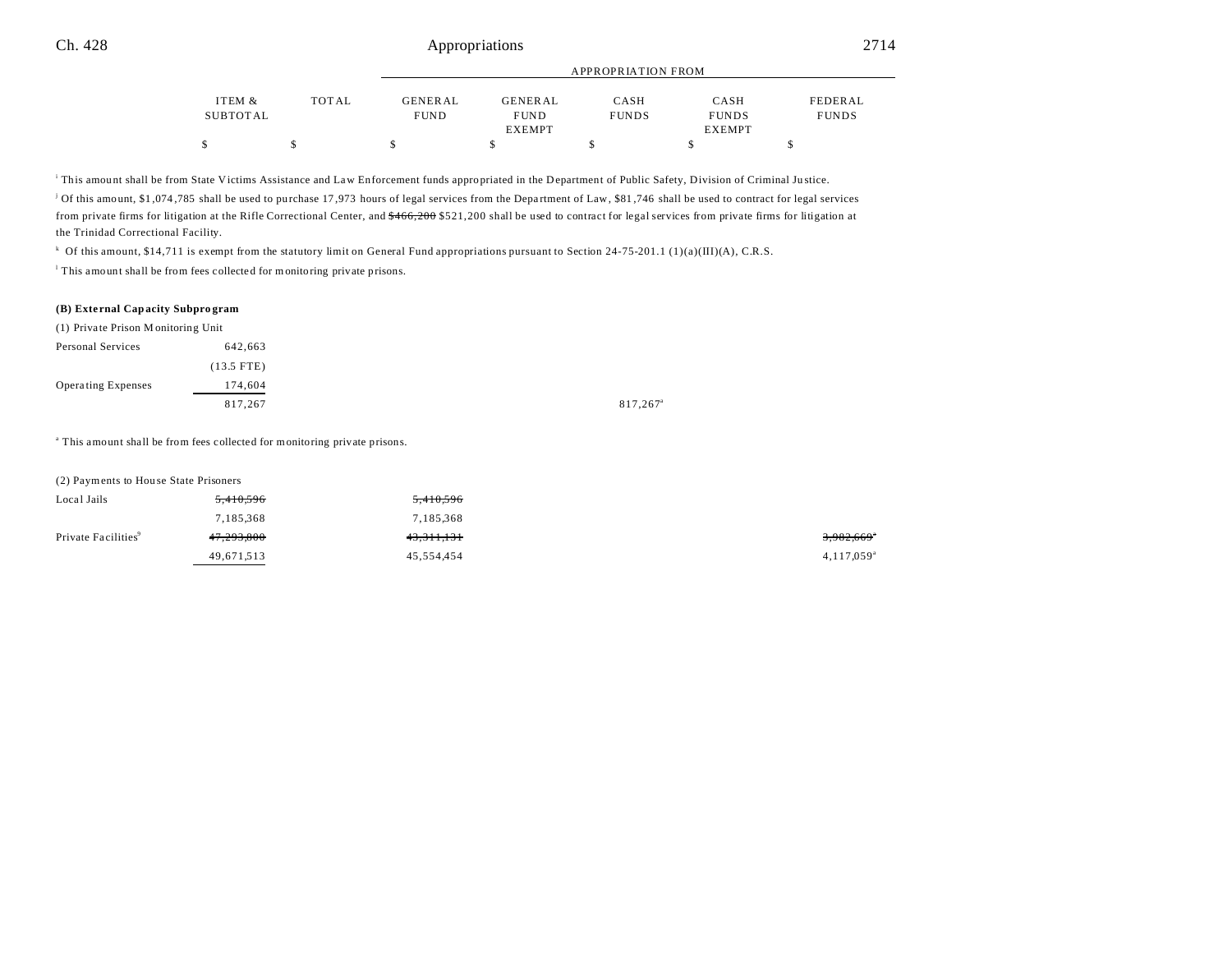| | ITEM & SUBTOTAL | TOTAL | GENERAL FUND | GENERAL FUND EXEMPT | CASH FUNDS | CASH FUNDS EXEMPT | FEDERAL FUNDS |
|---|---|---|---|---|---|---|---|
| | $ | $ | $ | $ | $ | $ | $ |

[i] This amount shall be from State Victims Assistance and Law Enforcement funds appropriated in the Department of Public Safety, Division of Criminal Justice.

[j] Of this amount, $1,074,785 shall be used to purchase 17,973 hours of legal services from the Department of Law, $81,746 shall be used to contract for legal services from private firms for litigation at the Rifle Correctional Center, and ~~$466,200~~ $521,200 shall be used to contract for legal services from private firms for litigation at the Trinidad Correctional Facility.

[k] Of this amount, $14,711 is exempt from the statutory limit on General Fund appropriations pursuant to Section 24-75-201.1 (1)(a)(III)(A), C.R.S.

[l] This amount shall be from fees collected for monitoring private prisons.

**(B) External Capacity Subprogram**

| | ITEM & SUBTOTAL | TOTAL | GENERAL FUND | GENERAL FUND EXEMPT | CASH FUNDS | CASH FUNDS EXEMPT | FEDERAL FUNDS |
|---|---|---|---|---|---|---|---|
| (1) Private Prison Monitoring Unit | | | | | | | |
| Personal Services | 642,663 | | | | | | |
| | (13.5 FTE) | | | | | | |
| Operating Expenses | 174,604 | | | | | | |
| | 817,267 | | | | 817,267[a] | | |

[a] This amount shall be from fees collected for monitoring private prisons.

| | ITEM & SUBTOTAL | TOTAL | GENERAL FUND | GENERAL FUND EXEMPT | CASH FUNDS | CASH FUNDS EXEMPT | FEDERAL FUNDS |
|---|---|---|---|---|---|---|---|
| (2) Payments to House State Prisoners | | | | | | | |
| Local Jails | ~~5,410,596~~ | | ~~5,410,596~~ | | | | |
| | 7,185,368 | | 7,185,368 | | | | |
| Private Facilities[9] | ~~47,293,800~~ | | ~~43,311,131~~ | | | | ~~3,982,669~~[a] |
| | 49,671,513 | | 45,554,454 | | | | 4,117,059[a] |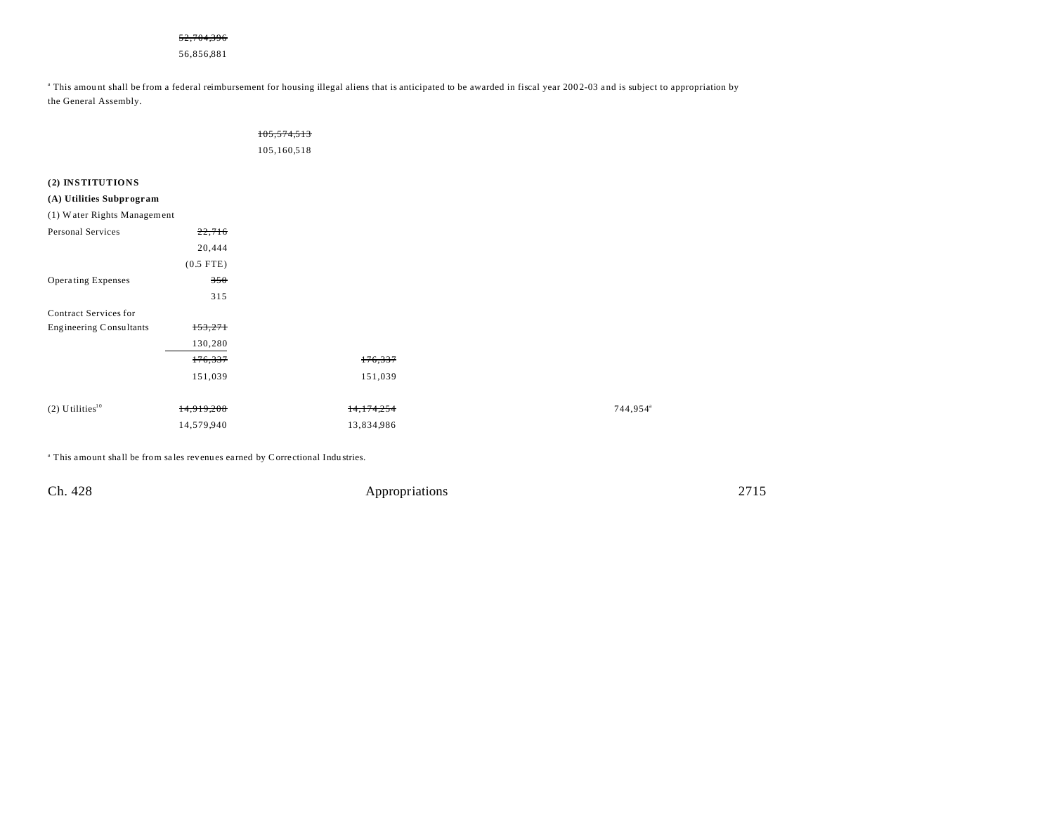~~52,704,396~~
56,856,881

[a] This amount shall be from a federal reimbursement for housing illegal aliens that is anticipated to be awarded in fiscal year 2002-03 and is subject to appropriation by the General Assembly.

~~105,574,513~~
105,160,518

**(2) INSTITUTIONS**

**(A) Utilities Subprogram**

| | | | | | |
|---|---|---|---|---|---|
| (1) Water Rights Management | | | | | |
| Personal Services | ~~22,716~~ 20,444 (0.5 FTE) | | | | |
| Operating Expenses | ~~350~~ 315 | | | | |
| Contract Services for Engineering Consultants | ~~153,271~~ 130,280 | | | | |
| | ~~176,337~~ 151,039 | | ~~176,337~~ 151,039 | | |
| (2) Utilities[10] | ~~14,919,208~~ 14,579,940 | | ~~14,174,254~~ 13,834,986 | | 744,954[a] |

[a] This amount shall be from sales revenues earned by Correctional Industries.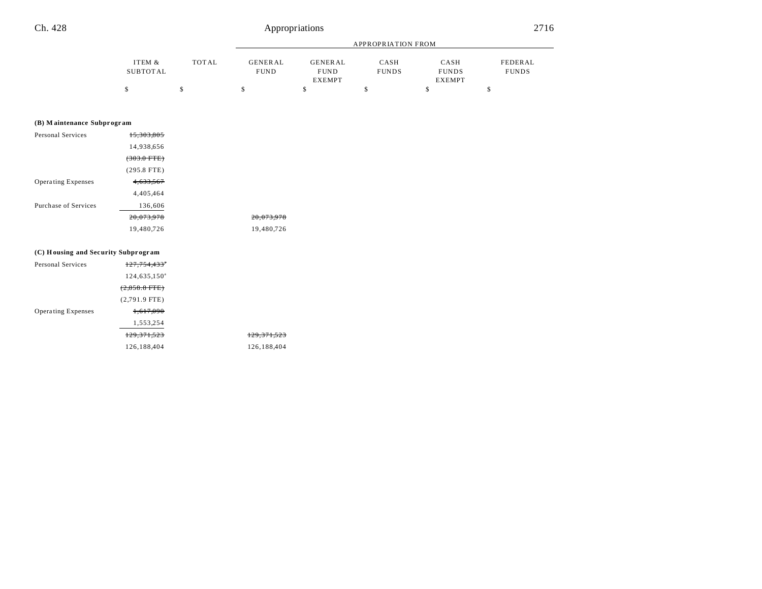| | ITEM & SUBTOTAL | TOTAL | APPROPRIATION FROM GENERAL FUND | GENERAL FUND EXEMPT | CASH FUNDS | CASH FUNDS EXEMPT | FEDERAL FUNDS |
|---|---|---|---|---|---|---|---|
| | $ | $ | $ | $ | $ | $ | $ |
| **(B) Maintenance Subprogram** | | | | | | | |
| Personal Services | ~~15,303,805~~ | | | | | | |
| | 14,938,656 | | | | | | |
| | ~~(303.0 FTE)~~ | | | | | | |
| | (295.8 FTE) | | | | | | |
| Operating Expenses | ~~4,633,567~~ | | | | | | |
| | 4,405,464 | | | | | | |
| Purchase of Services | 136,606 | | | | | | |
| | ~~20,073,978~~ | | ~~20,073,978~~ | | | | |
| | 19,480,726 | | 19,480,726 | | | | |
| **(C) Housing and Security Subprogram** | | | | | | | |
| Personal Services | ~~127,754,433~~[a] | | | | | | |
| | 124,635,150[a] | | | | | | |
| | ~~(2,858.8 FTE)~~ | | | | | | |
| | (2,791.9 FTE) | | | | | | |
| Operating Expenses | ~~1,617,090~~ | | | | | | |
| | 1,553,254 | | | | | | |
| | ~~129,371,523~~ | | ~~129,371,523~~ | | | | |
| | 126,188,404 | | 126,188,404 | | | | |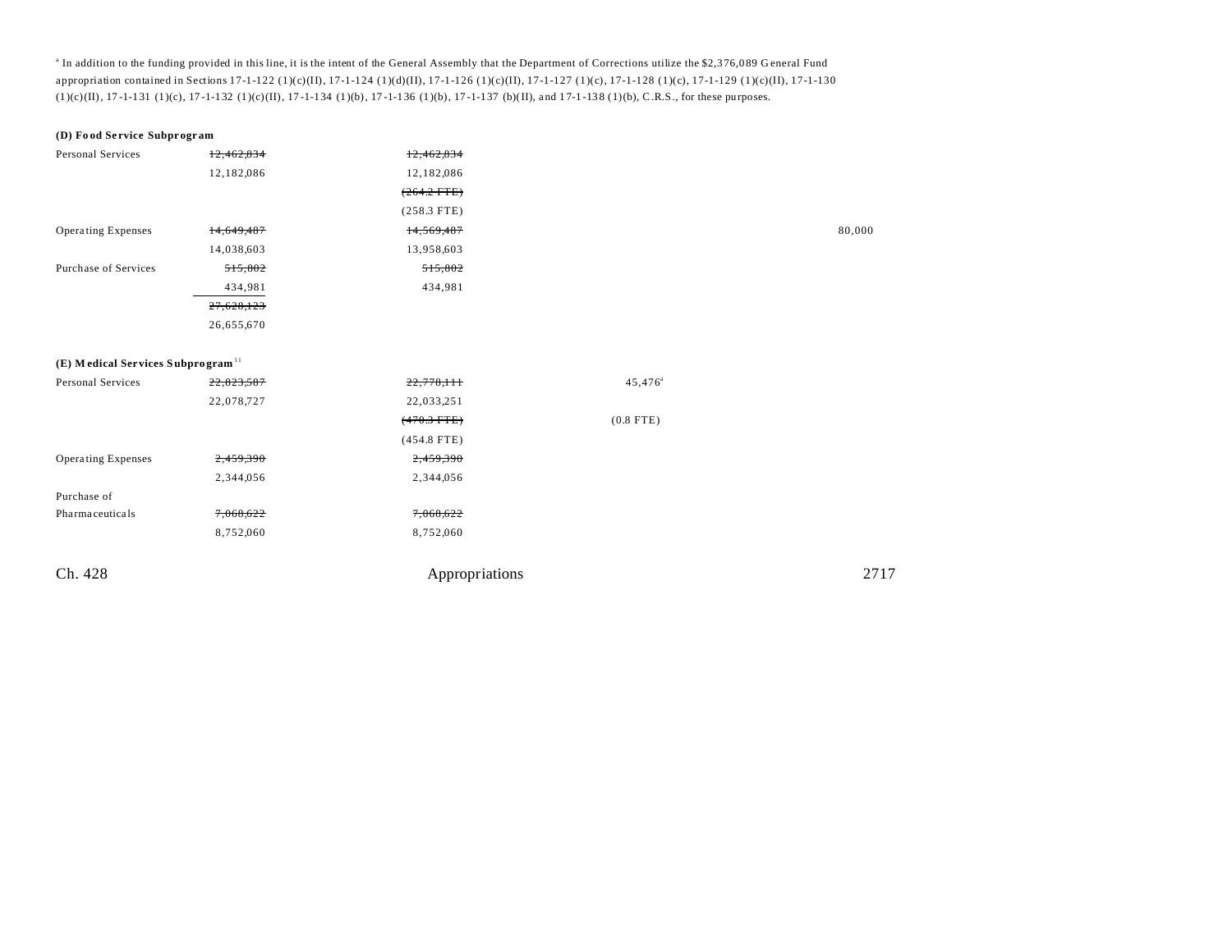[a] In addition to the funding provided in this line, it is the intent of the General Assembly that the Department of Corrections utilize the $2,376,089 General Fund appropriation contained in Sections 17-1-122 (1)(c)(II), 17-1-124 (1)(d)(II), 17-1-126 (1)(c)(II), 17-1-127 (1)(c), 17-1-128 (1)(c), 17-1-129 (1)(c)(II), 17-1-130 (1)(c)(II), 17-1-131 (1)(c), 17-1-132 (1)(c)(II), 17-1-134 (1)(b), 17-1-136 (1)(b), 17-1-137 (b)(II), and 17-1-138 (1)(b), C.R.S., for these purposes.

**(D) Food Service Subprogram**

| | | | | |
|---|---|---|---|---|
| Personal Services | ~~12,462,834~~ | ~~12,462,834~~ | | |
| | 12,182,086 | 12,182,086 | | |
| | | ~~(264.2 FTE)~~ | | |
| | | (258.3 FTE) | | |
| Operating Expenses | ~~14,649,487~~ | ~~14,569,487~~ | | 80,000 |
| | 14,038,603 | 13,958,603 | | |
| Purchase of Services | ~~515,802~~ | ~~515,802~~ | | |
| | 434,981 | 434,981 | | |
| | ~~27,628,123~~ | | | |
| | 26,655,670 | | | |

**(E) Medical Services Subprogram**[11]

| | | | | |
|---|---|---|---|---|
| Personal Services | ~~22,823,587~~ | ~~22,778,111~~ | 45,476[a] | |
| | 22,078,727 | 22,033,251 | | |
| | | ~~(470.3 FTE)~~ | (0.8 FTE) | |
| | | (454.8 FTE) | | |
| Operating Expenses | ~~2,459,390~~ | ~~2,459,390~~ | | |
| | 2,344,056 | 2,344,056 | | |
| Purchase of Pharmaceuticals | ~~7,068,622~~ | ~~7,068,622~~ | | |
| | 8,752,060 | 8,752,060 | | |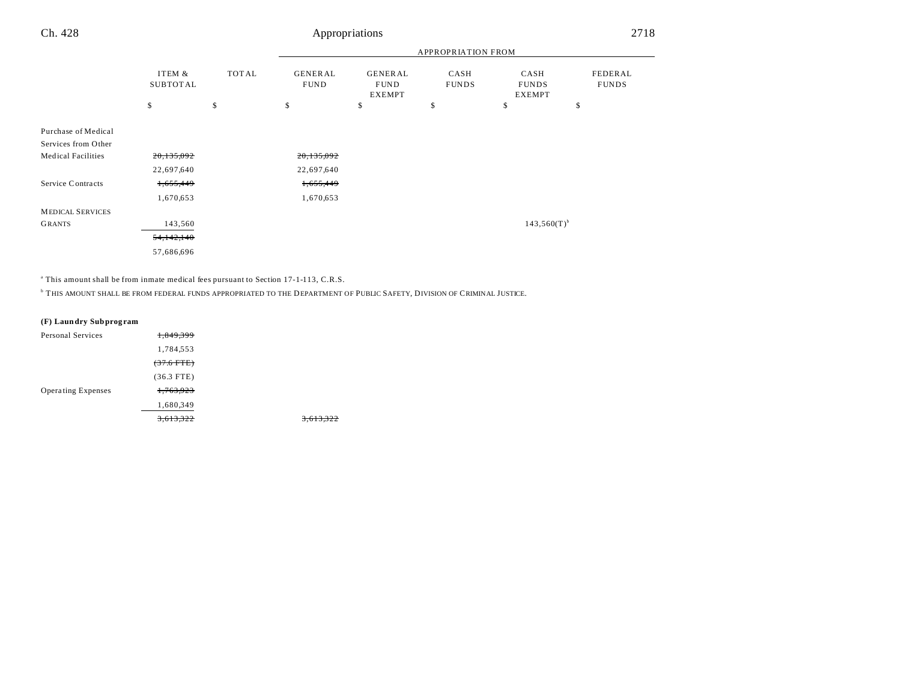| | ITEM & SUBTOTAL | TOTAL | APPROPRIATION FROM GENERAL FUND | GENERAL FUND EXEMPT | CASH FUNDS | CASH FUNDS EXEMPT | FEDERAL FUNDS |
|---|---|---|---|---|---|---|---|
| | $ | $ | $ | $ | $ | $ | $ |
| Purchase of Medical Services from Other Medical Facilities | ~~20,135,092~~ 22,697,640 | | ~~20,135,092~~ 22,697,640 | | | | |
| Service Contracts | ~~1,655,449~~ 1,670,653 | | ~~1,655,449~~ 1,670,653 | | | | |
| MEDICAL SERVICES GRANTS | 143,560 | | | | | 143,560(T)[b] | |
| | ~~54,142,140~~ 57,686,696 | | | | | | |

[a] This amount shall be from inmate medical fees pursuant to Section 17-1-113, C.R.S.

[b] THIS AMOUNT SHALL BE FROM FEDERAL FUNDS APPROPRIATED TO THE DEPARTMENT OF PUBLIC SAFETY, DIVISION OF CRIMINAL JUSTICE.

**(F) Laundry Subprogram**

| | ITEM & SUBTOTAL | TOTAL | GENERAL FUND | GENERAL FUND EXEMPT | CASH FUNDS | CASH FUNDS EXEMPT | FEDERAL FUNDS |
|---|---|---|---|---|---|---|---|
| Personal Services | ~~1,849,399~~ 1,784,553 ~~(37.6 FTE)~~ (36.3 FTE) | | | | | | |
| Operating Expenses | ~~1,763,923~~ 1,680,349 | | | | | | |
| | ~~3,613,322~~ | | ~~3,613,322~~ | | | | |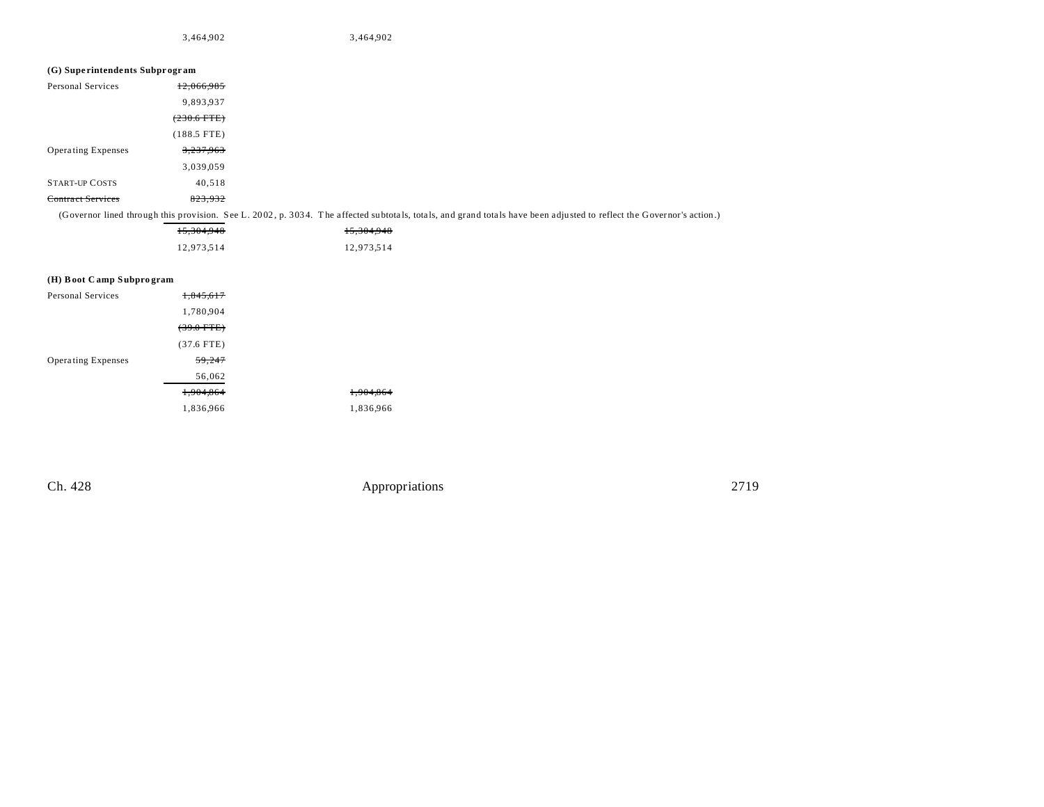| | | |
|---|---|---|
| | 3,464,902 | 3,464,902 |

**(G) Superintendents Subprogram**

| | | |
|---|---|---|
| Personal Services | ~~12,066,985~~ | |
| | 9,893,937 | |
| | ~~(230.6 FTE)~~ | |
| | (188.5 FTE) | |
| Operating Expenses | ~~3,237,963~~ | |
| | 3,039,059 | |
| START-UP COSTS | 40,518 | |
| ~~Contract Services~~ | ~~823,932~~ | |

(Governor lined through this provision. See L. 2002, p. 3034. The affected subtotals, totals, and grand totals have been adjusted to reflect the Governor's action.)

| | | |
|---|---|---|
| | ~~15,304,940~~ | ~~15,304,940~~ |
| | 12,973,514 | 12,973,514 |

**(H) Boot Camp Subprogram**

| | | |
|---|---|---|
| Personal Services | ~~1,845,617~~ | |
| | 1,780,904 | |
| | ~~(39.0 FTE)~~ | |
| | (37.6 FTE) | |
| Operating Expenses | ~~59,247~~ | |
| | 56,062 | |
| | ~~1,904,864~~ | ~~1,904,864~~ |
| | 1,836,966 | 1,836,966 |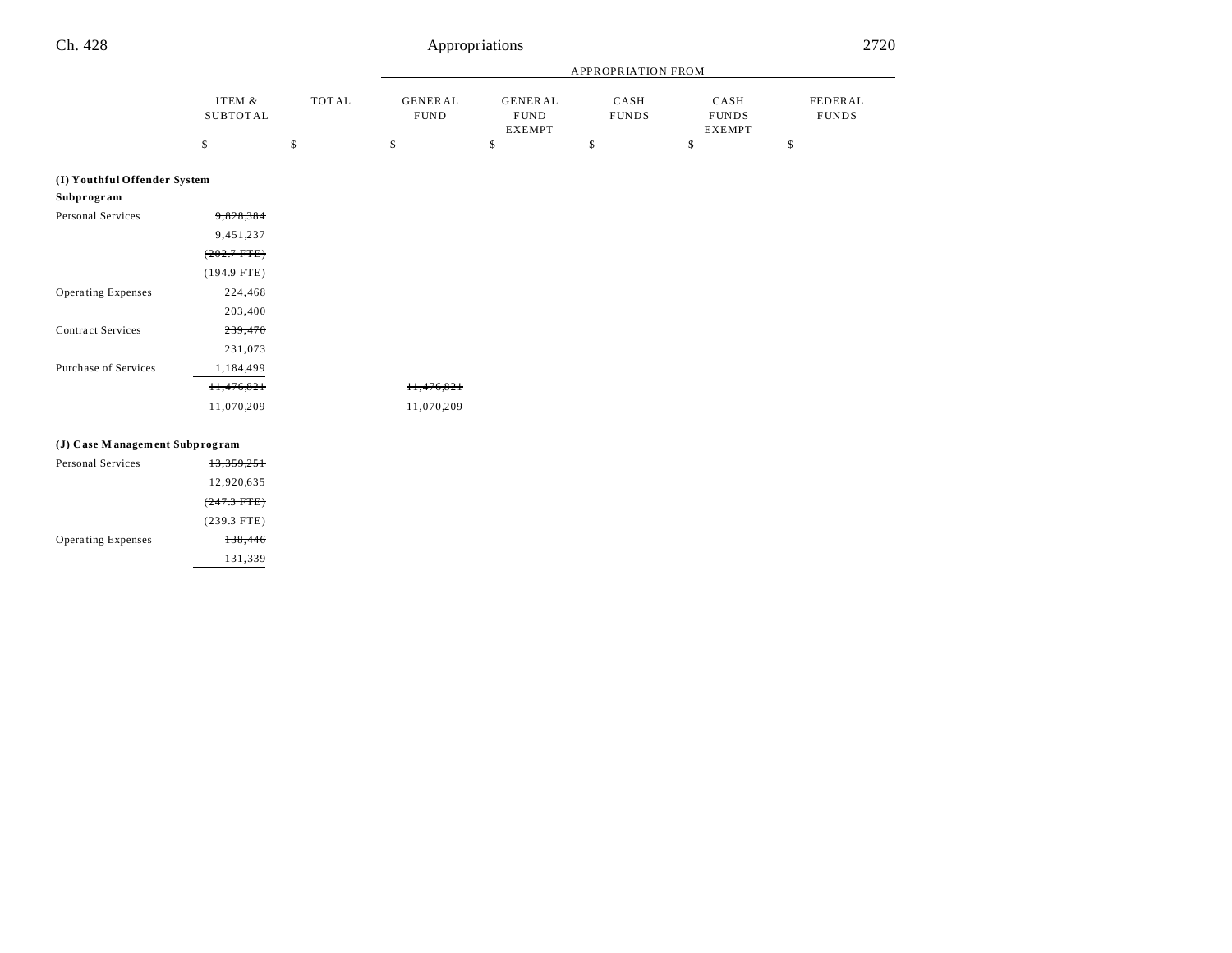| | ITEM & SUBTOTAL | TOTAL | GENERAL FUND | GENERAL FUND EXEMPT | CASH FUNDS | CASH FUNDS EXEMPT | FEDERAL FUNDS |
|---|---|---|---|---|---|---|---|
| | | | APPROPRIATION FROM | | | | |
| | $ | $ | $ | $ | $ | $ | $ |
| **(I) Youthful Offender System Subprogram** | | | | | | | |
| Personal Services | ~~9,828,384~~ | | | | | | |
| | 9,451,237 | | | | | | |
| | ~~(202.7 FTE)~~ | | | | | | |
| | (194.9 FTE) | | | | | | |
| Operating Expenses | ~~224,468~~ | | | | | | |
| | 203,400 | | | | | | |
| Contract Services | ~~239,470~~ | | | | | | |
| | 231,073 | | | | | | |
| Purchase of Services | 1,184,499 | | | | | | |
| | ~~11,476,821~~ | | ~~11,476,821~~ | | | | |
| | 11,070,209 | | 11,070,209 | | | | |
| **(J) Case Management Subprogram** | | | | | | | |
| Personal Services | ~~13,359,251~~ | | | | | | |
| | 12,920,635 | | | | | | |
| | ~~(247.3 FTE)~~ | | | | | | |
| | (239.3 FTE) | | | | | | |
| Operating Expenses | ~~138,446~~ | | | | | | |
| | 131,339 | | | | | | |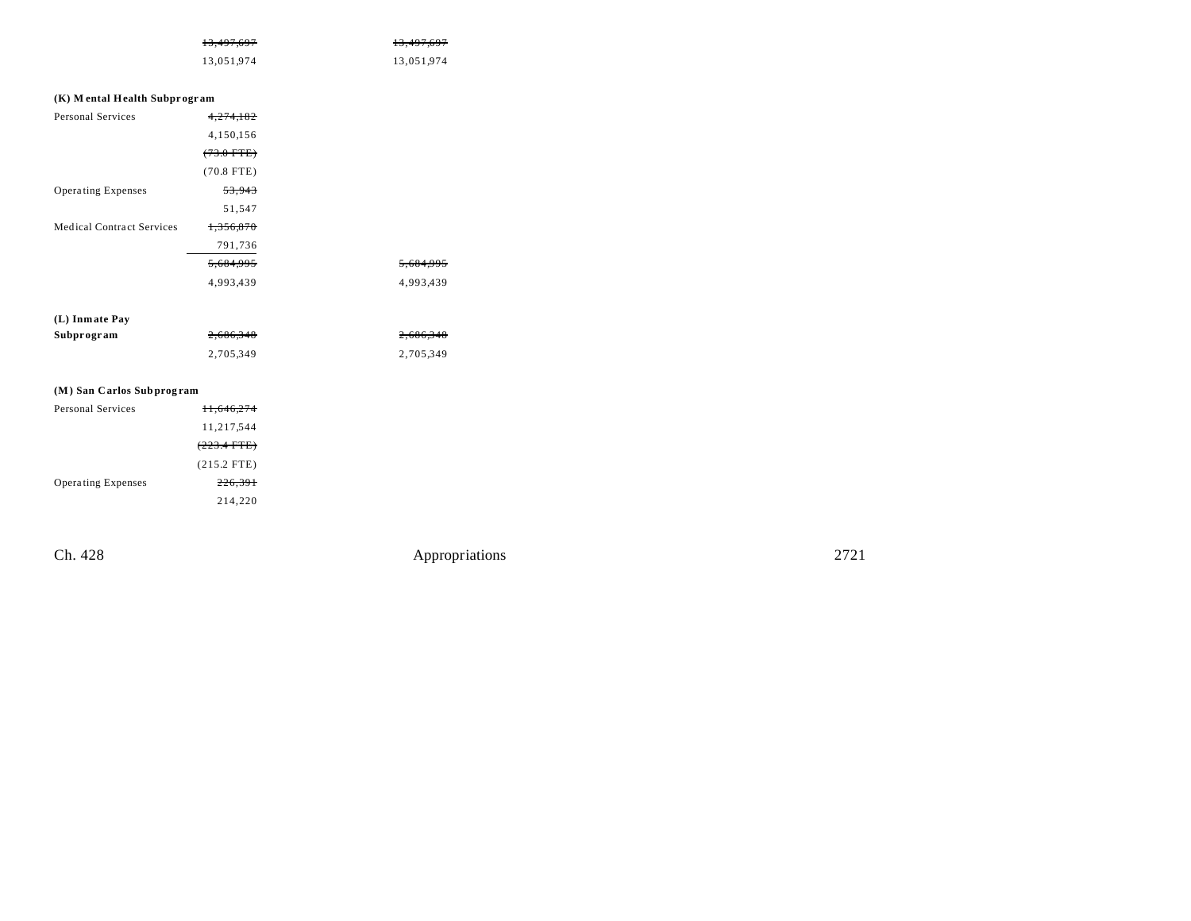| | | |
|---|---|---|
| | ~~13,497,697~~ | ~~13,497,697~~ |
| | 13,051,974 | 13,051,974 |
| **(K) Mental Health Subprogram** | | |
| Personal Services | ~~4,274,182~~ | |
| | 4,150,156 | |
| | ~~(73.0 FTE)~~ | |
| | (70.8 FTE) | |
| Operating Expenses | ~~53,943~~ | |
| | 51,547 | |
| Medical Contract Services | ~~1,356,870~~ | |
| | 791,736 | |
| | ~~5,684,995~~ | ~~5,684,995~~ |
| | 4,993,439 | 4,993,439 |
| **(L) Inmate Pay Subprogram** | ~~2,686,348~~ | ~~2,686,348~~ |
| | 2,705,349 | 2,705,349 |
| **(M) San Carlos Subprogram** | | |
| Personal Services | ~~11,646,274~~ | |
| | 11,217,544 | |
| | ~~(223.4 FTE)~~ | |
| | (215.2 FTE) | |
| Operating Expenses | ~~226,391~~ | |
| | 214,220 | |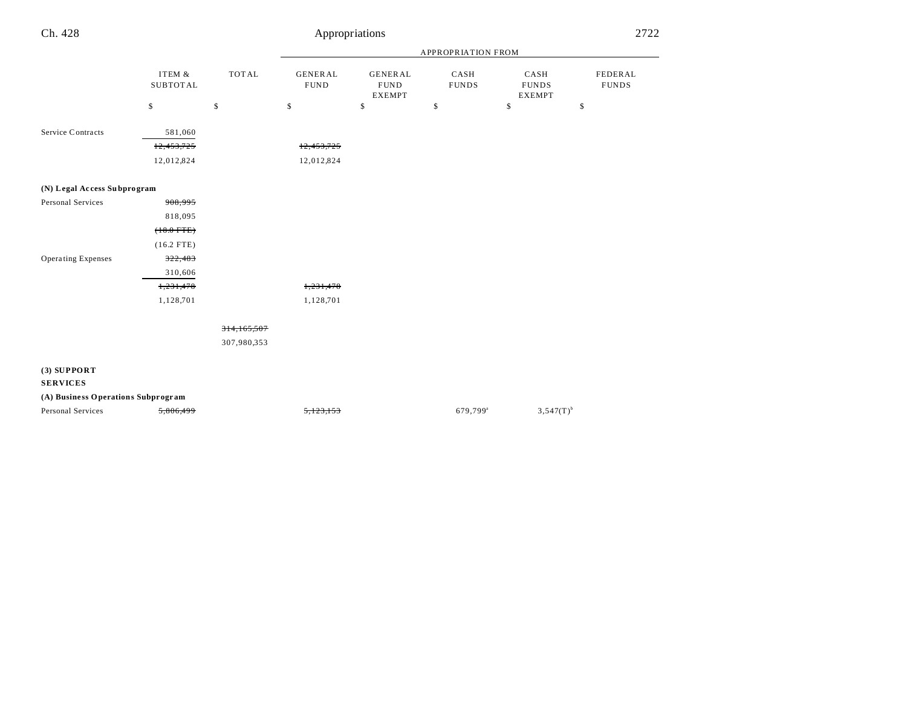| | ITEM & SUBTOTAL | TOTAL | GENERAL FUND | GENERAL FUND EXEMPT | CASH FUNDS | CASH FUNDS EXEMPT | FEDERAL FUNDS |
|---|---|---|---|---|---|---|---|
| | | | APPROPRIATION FROM | | | | |
| | $ | $ | $ | $ | $ | $ | $ |
| Service Contracts | 581,060 | | | | | | |
| | ~~12,453,725~~ | | ~~12,453,725~~ | | | | |
| | 12,012,824 | | 12,012,824 | | | | |
| **(N) Legal Access Subprogram** | | | | | | | |
| Personal Services | ~~908,995~~ | | | | | | |
| | 818,095 | | | | | | |
| | ~~(18.0 FTE)~~ | | | | | | |
| | (16.2 FTE) | | | | | | |
| Operating Expenses | ~~322,483~~ | | | | | | |
| | 310,606 | | | | | | |
| | ~~1,231,478~~ | | ~~1,231,478~~ | | | | |
| | 1,128,701 | | 1,128,701 | | | | |
| | | ~~314,165,507~~ | | | | | |
| | | 307,980,353 | | | | | |
| **(3) SUPPORT SERVICES** | | | | | | | |
| **(A) Business Operations Subprogram** | | | | | | | |
| Personal Services | ~~5,806,499~~ | | ~~5,123,153~~ | | 679,799[a] | 3,547(T)[b] | |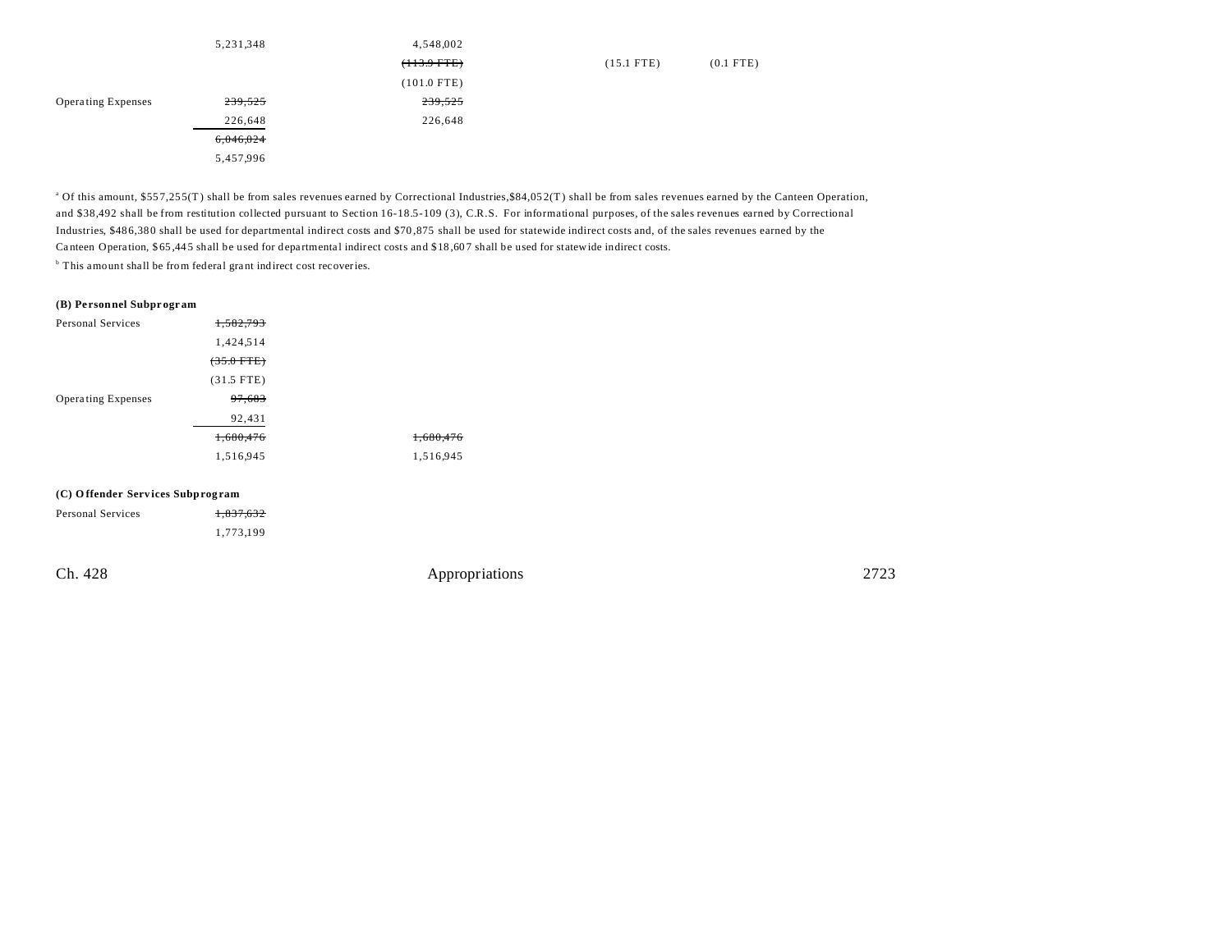| | | | | | |
|---|---|---|---|---|---|
| | 5,231,348 | 4,548,002 | | | |
| | | ~~(113.9 FTE)~~ | | (15.1 FTE) | (0.1 FTE) |
| | | (101.0 FTE) | | | |
| Operating Expenses | ~~239,525~~ | ~~239,525~~ | | | |
| | 226,648 | 226,648 | | | |
| | ~~6,046,024~~ | | | | |
| | 5,457,996 | | | | |

[a] Of this amount, $557,255(T) shall be from sales revenues earned by Correctional Industries,$84,052(T) shall be from sales revenues earned by the Canteen Operation, and $38,492 shall be from restitution collected pursuant to Section 16-18.5-109 (3), C.R.S. For informational purposes, of the sales revenues earned by Correctional Industries, $486,380 shall be used for departmental indirect costs and $70,875 shall be used for statewide indirect costs and, of the sales revenues earned by the Canteen Operation, $65,445 shall be used for departmental indirect costs and $18,607 shall be used for statewide indirect costs.

[b] This amount shall be from federal grant indirect cost recoveries.

**(B) Personnel Subprogram**

| | | |
|---|---|---|
| Personal Services | ~~1,582,793~~ | |
| | 1,424,514 | |
| | ~~(35.0 FTE)~~ | |
| | (31.5 FTE) | |
| Operating Expenses | ~~97,683~~ | |
| | 92,431 | |
| | ~~1,680,476~~ | ~~1,680,476~~ |
| | 1,516,945 | 1,516,945 |

**(C) Offender Services Subprogram**

| | |
|---|---|
| Personal Services | ~~1,837,632~~ |
| | 1,773,199 |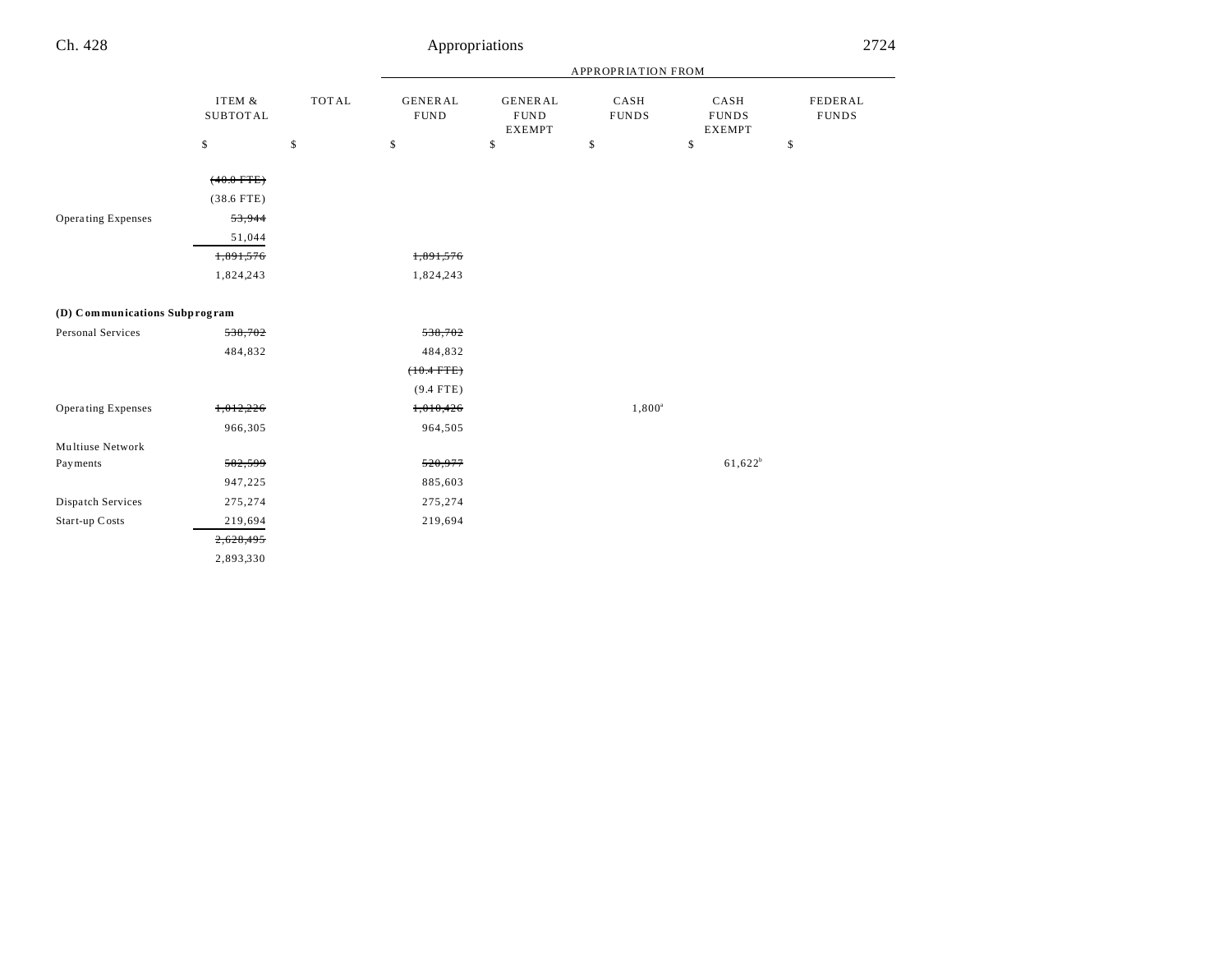| | ITEM & SUBTOTAL | TOTAL | GENERAL FUND | GENERAL FUND EXEMPT | CASH FUNDS | CASH FUNDS EXEMPT | FEDERAL FUNDS |
|---|---|---|---|---|---|---|---|
| | $ | $ | $ | $ | $ | $ | $ |
| | ~~(40.0 FTE)~~ | | | | | | |
| | (38.6 FTE) | | | | | | |
| Operating Expenses | ~~53,944~~ | | | | | | |
| | 51,044 | | | | | | |
| | ~~1,891,576~~ | | ~~1,891,576~~ | | | | |
| | 1,824,243 | | 1,824,243 | | | | |
| **(D) Communications Subprogram** | | | | | | | |
| Personal Services | ~~538,702~~ | | ~~538,702~~ | | | | |
| | 484,832 | | 484,832 | | | | |
| | | | ~~(10.4 FTE)~~ | | | | |
| | | | (9.4 FTE) | | | | |
| Operating Expenses | ~~1,012,226~~ | | ~~1,010,426~~ | | 1,800[a] | | |
| | 966,305 | | 964,505 | | | | |
| Multiuse Network Payments | ~~582,599~~ | | ~~520,977~~ | | | 61,622[b] | |
| | 947,225 | | 885,603 | | | | |
| Dispatch Services | 275,274 | | 275,274 | | | | |
| Start-up Costs | 219,694 | | 219,694 | | | | |
| | ~~2,628,495~~ | | | | | | |
| | 2,893,330 | | | | | | |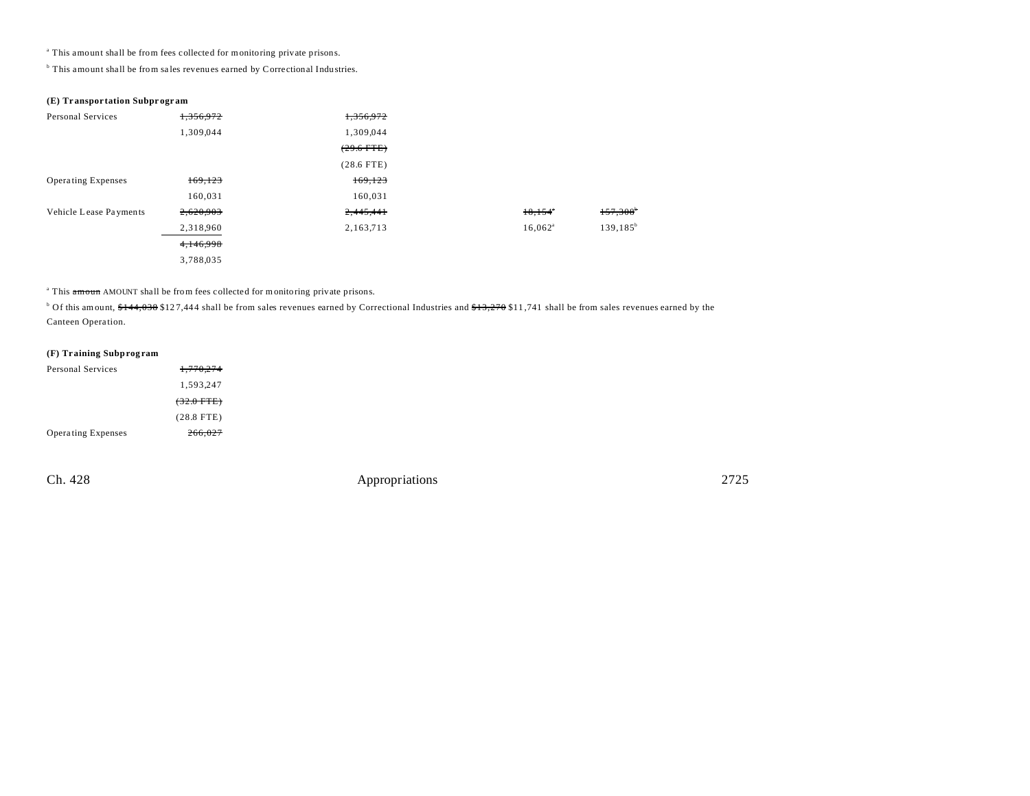[a] This amount shall be from fees collected for monitoring private prisons.

[b] This amount shall be from sales revenues earned by Correctional Industries.

**(E) Transportation Subprogram**

| | | | | | |
|---|---|---|---|---|---|
| Personal Services | ~~1,356,972~~ | ~~1,356,972~~ | | | |
| | 1,309,044 | 1,309,044 | | | |
| | | ~~(29.6 FTE)~~ | | | |
| | | (28.6 FTE) | | | |
| Operating Expenses | ~~169,123~~ | ~~169,123~~ | | | |
| | 160,031 | 160,031 | | | |
| Vehicle Lease Payments | ~~2,620,903~~ | ~~2,445,441~~ | | ~~18,154~~[a] | ~~157,308~~[b] |
| | 2,318,960 | 2,163,713 | | 16,062[a] | 139,185[b] |
| | ~~4,146,998~~ | | | | |
| | 3,788,035 | | | | |

[a] This ~~amoun~~ AMOUNT shall be from fees collected for monitoring private prisons.

[b] Of this amount, ~~$144,038~~ $127,444 shall be from sales revenues earned by Correctional Industries and ~~$13,270~~ $11,741 shall be from sales revenues earned by the Canteen Operation.

**(F) Training Subprogram**

| | |
|---|---|
| Personal Services | ~~1,770,274~~ |
| | 1,593,247 |
| | ~~(32.0 FTE)~~ |
| | (28.8 FTE) |
| Operating Expenses | ~~266,027~~ |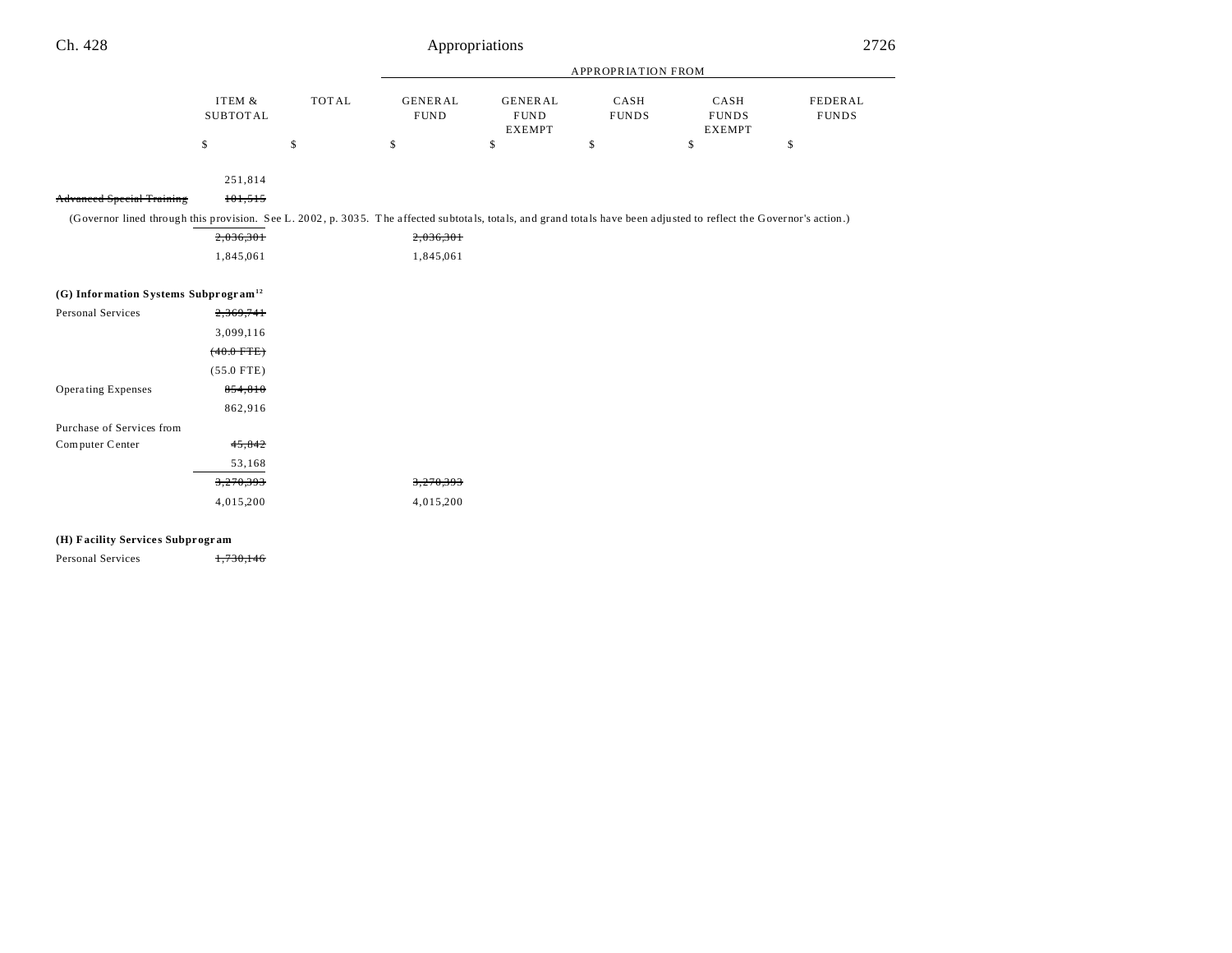| | ITEM & SUBTOTAL | TOTAL | GENERAL FUND | GENERAL FUND EXEMPT | CASH FUNDS | CASH FUNDS EXEMPT | FEDERAL FUNDS |
|---|---|---|---|---|---|---|---|
| | | | APPROPRIATION FROM | | | | |
| | $ | $ | $ | $ | $ | $ | $ |
| | 251,814 | | | | | | |
| ~~Advanced Special Training~~ | ~~101,515~~ | | | | | | |
| (Governor lined through this provision. See L. 2002, p. 3035. The affected subtotals, totals, and grand totals have been adjusted to reflect the Governor's action.) | | | | | | | |
| | ~~2,036,301~~ | | ~~2,036,301~~ | | | | |
| | 1,845,061 | | 1,845,061 | | | | |
| **(G) Information Systems Subprogram**[12] | | | | | | | |
| Personal Services | ~~2,369,741~~ | | | | | | |
| | 3,099,116 | | | | | | |
| | ~~(40.0 FTE)~~ | | | | | | |
| | (55.0 FTE) | | | | | | |
| Operating Expenses | ~~854,810~~ | | | | | | |
| | 862,916 | | | | | | |
| Purchase of Services from Computer Center | ~~45,842~~ | | | | | | |
| | 53,168 | | | | | | |
| | ~~3,270,393~~ | | ~~3,270,393~~ | | | | |
| | 4,015,200 | | 4,015,200 | | | | |
| **(H) Facility Services Subprogram** | | | | | | | |
| Personal Services | ~~1,730,146~~ | | | | | | |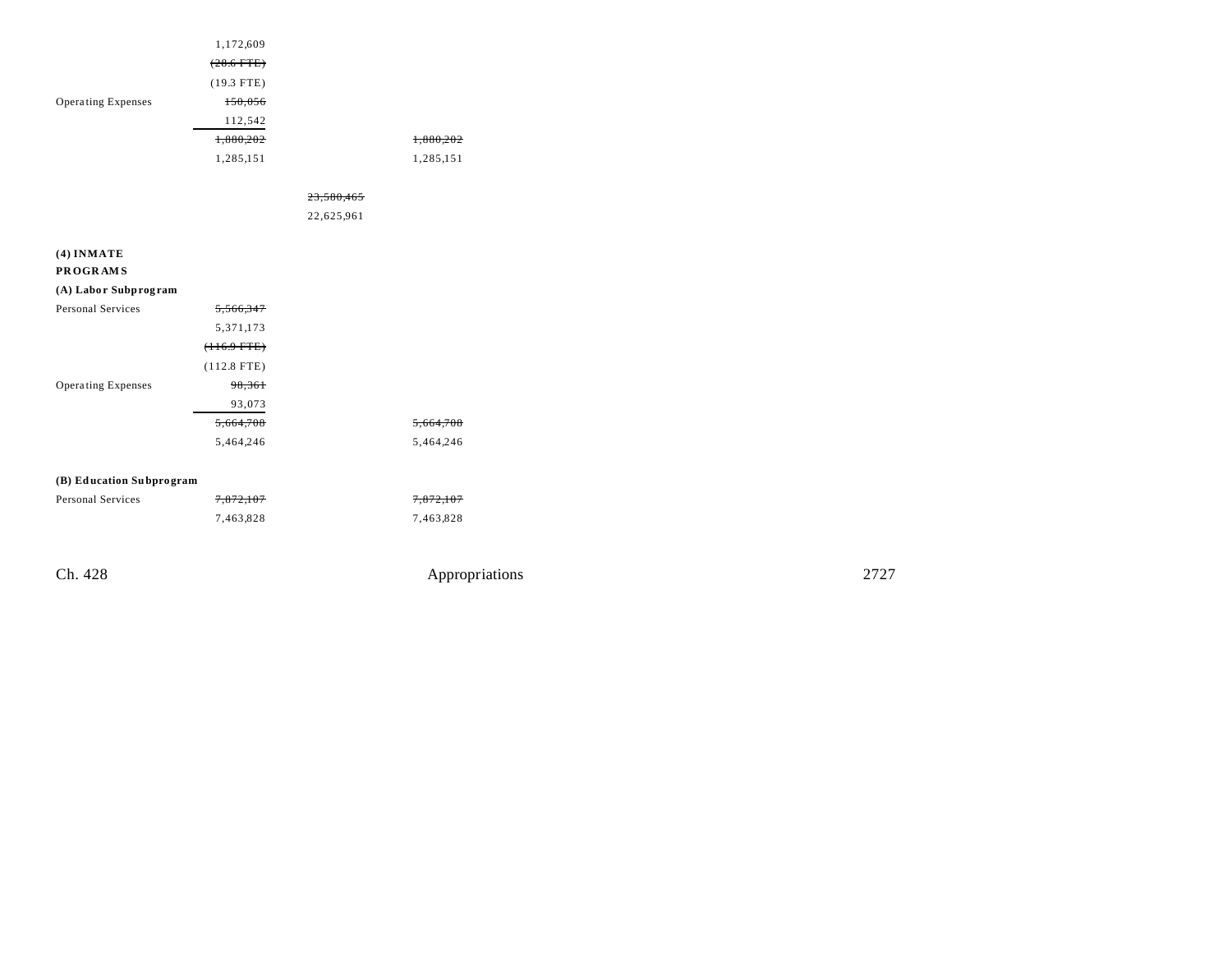| | | | |
|---|---|---|---|
| | 1,172,609 | | |
| | ~~(20.6 FTE)~~ | | |
| | (19.3 FTE) | | |
| Operating Expenses | ~~150,056~~ | | |
| | 112,542 | | |
| | ~~1,880,202~~ | | ~~1,880,202~~ |
| | 1,285,151 | | 1,285,151 |
| | | ~~23,580,465~~ | |
| | | 22,625,961 | |
| **(4) INMATE PROGRAMS** | | | |
| **(A) Labor Subprogram** | | | |
| Personal Services | ~~5,566,347~~ | | |
| | 5,371,173 | | |
| | ~~(116.9 FTE)~~ | | |
| | (112.8 FTE) | | |
| Operating Expenses | ~~98,361~~ | | |
| | 93,073 | | |
| | ~~5,664,708~~ | | ~~5,664,708~~ |
| | 5,464,246 | | 5,464,246 |
| **(B) Education Subprogram** | | | |
| Personal Services | ~~7,872,107~~ | | ~~7,872,107~~ |
| | 7,463,828 | | 7,463,828 |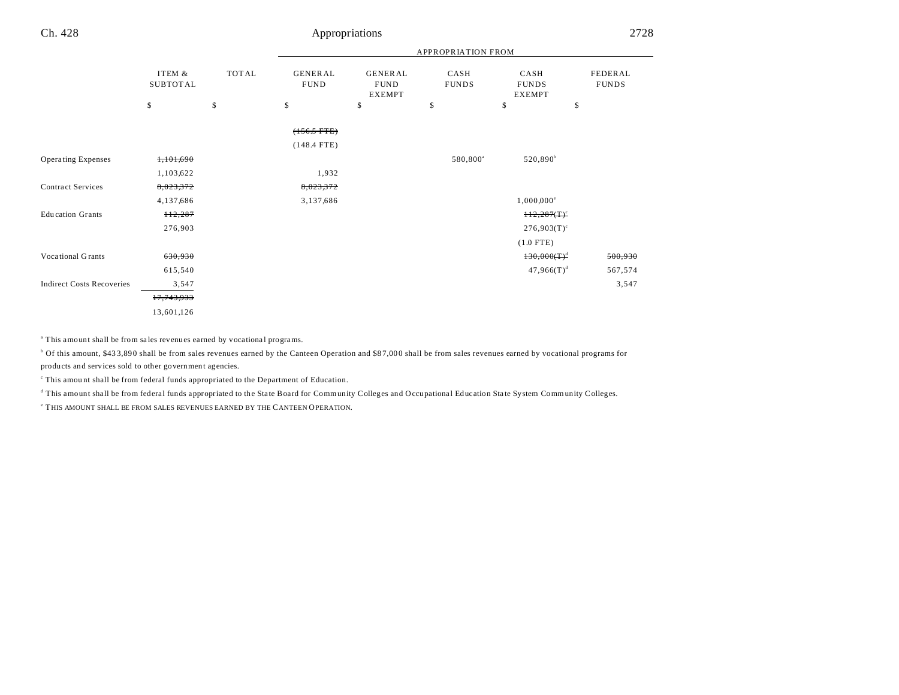| | ITEM & SUBTOTAL | TOTAL | APPROPRIATION FROM GENERAL FUND | GENERAL FUND EXEMPT | CASH FUNDS | CASH FUNDS EXEMPT | FEDERAL FUNDS |
|---|---|---|---|---|---|---|---|
| | $ | $ | $ | $ | $ | $ | $ |
| | | | ~~(156.5 FTE)~~ | | | | |
| | | | (148.4 FTE) | | | | |
| Operating Expenses | ~~1,101,690~~ | | | | 580,800[a] | 520,890[b] | |
| | 1,103,622 | | 1,932 | | | | |
| Contract Services | ~~8,023,372~~ | | ~~8,023,372~~ | | | | |
| | 4,137,686 | | 3,137,686 | | | 1,000,000[e] | |
| Education Grants | ~~112,287~~ | | | | | ~~112,287(T)~~[c] | |
| | 276,903 | | | | | 276,903(T)[c] | |
| | | | | | | (1.0 FTE) | |
| Vocational Grants | ~~630,930~~ | | | | | ~~130,000(T)~~[d] | ~~500,930~~ |
| | 615,540 | | | | | 47,966(T)[d] | 567,574 |
| Indirect Costs Recoveries | 3,547 | | | | | | 3,547 |
| | ~~17,743,933~~ | | | | | | |
| | 13,601,126 | | | | | | |

[a] This amount shall be from sales revenues earned by vocational programs.

[b] Of this amount, $433,890 shall be from sales revenues earned by the Canteen Operation and $87,000 shall be from sales revenues earned by vocational programs for products and services sold to other government agencies.

[c] This amount shall be from federal funds appropriated to the Department of Education.

[d] This amount shall be from federal funds appropriated to the State Board for Community Colleges and Occupational Education State System Community Colleges.

[e] THIS AMOUNT SHALL BE FROM SALES REVENUES EARNED BY THE CANTEEN OPERATION.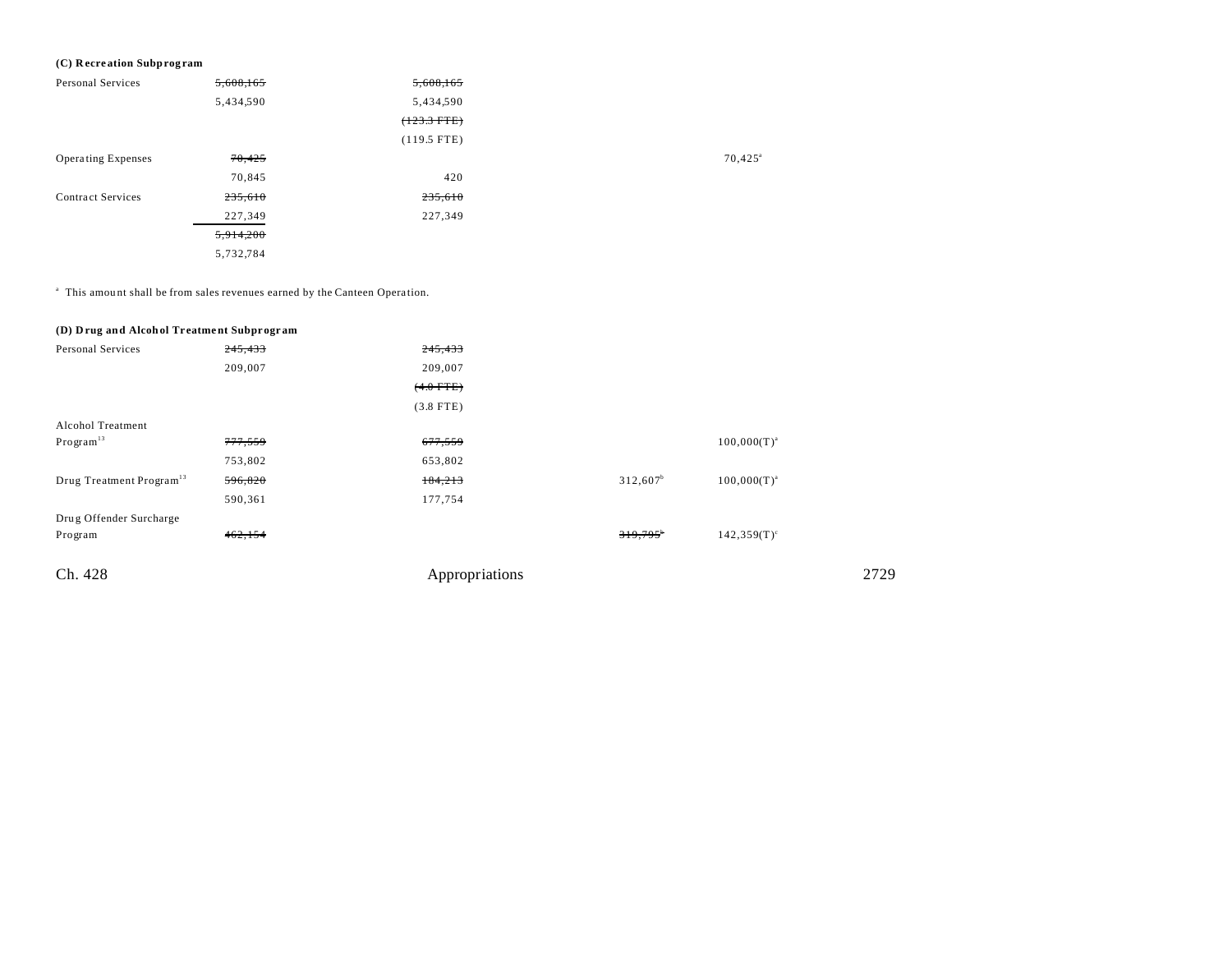**(C) Recreation Subprogram**

| | Total | General Fund | Cash Funds | Cash Funds Exempt |
|---|---|---|---|---|
| Personal Services | ~~5,608,165~~ | ~~5,608,165~~ | | |
| | 5,434,590 | 5,434,590 | | |
| | | ~~(123.3 FTE)~~ | | |
| | | (119.5 FTE) | | |
| Operating Expenses | ~~70,425~~ | | | 70,425[a] |
| | 70,845 | 420 | | |
| Contract Services | ~~235,610~~ | ~~235,610~~ | | |
| | 227,349 | 227,349 | | |
| | ~~5,914,200~~ | | | |
| | 5,732,784 | | | |

[a] This amount shall be from sales revenues earned by the Canteen Operation.

**(D) Drug and Alcohol Treatment Subprogram**

| | Total | General Fund | Cash Funds | Cash Funds Exempt |
|---|---|---|---|---|
| Personal Services | ~~245,433~~ | ~~245,433~~ | | |
| | 209,007 | 209,007 | | |
| | | ~~(4.0 FTE)~~ | | |
| | | (3.8 FTE) | | |
| Alcohol Treatment Program[13] | ~~777,559~~ | ~~677,559~~ | | 100,000(T)[a] |
| | 753,802 | 653,802 | | |
| Drug Treatment Program[13] | ~~596,820~~ | ~~184,213~~ | 312,607[b] | 100,000(T)[a] |
| | 590,361 | 177,754 | | |
| Drug Offender Surcharge Program | ~~462,154~~ | | ~~319,795~~[b] | 142,359(T)[c] |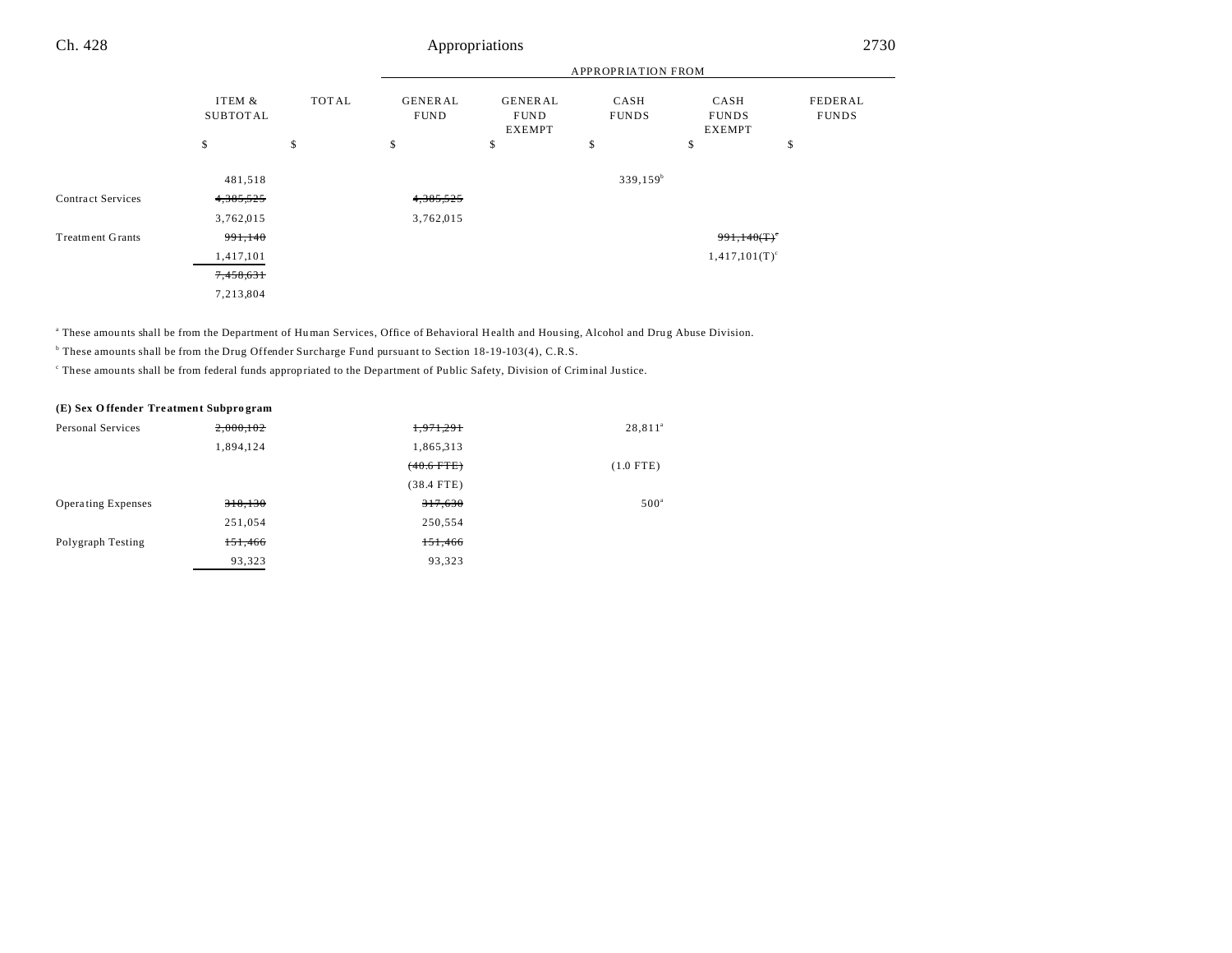| | ITEM & SUBTOTAL | TOTAL | GENERAL FUND | GENERAL FUND EXEMPT | CASH FUNDS | CASH FUNDS EXEMPT | FEDERAL FUNDS |
|---|---|---|---|---|---|---|---|
| | | | APPROPRIATION FROM | | | | |
| | $ | $ | $ | $ | $ | $ | $ |
| | 481,518 | | | | 339,159[b] | | |
| Contract Services | ~~4,385,525~~ | | ~~4,385,525~~ | | | | |
| | 3,762,015 | | 3,762,015 | | | | |
| Treatment Grants | ~~991,140~~ | | | | | ~~991,140(T)~~[c] | |
| | 1,417,101 | | | | | 1,417,101(T)[c] | |
| | ~~7,458,631~~ | | | | | | |
| | 7,213,804 | | | | | | |

[a] These amounts shall be from the Department of Human Services, Office of Behavioral Health and Housing, Alcohol and Drug Abuse Division.

[b] These amounts shall be from the Drug Offender Surcharge Fund pursuant to Section 18-19-103(4), C.R.S.

[c] These amounts shall be from federal funds appropriated to the Department of Public Safety, Division of Criminal Justice.

**(E) Sex Offender Treatment Subprogram**

| | ITEM & SUBTOTAL | TOTAL | GENERAL FUND | GENERAL FUND EXEMPT | CASH FUNDS | CASH FUNDS EXEMPT | FEDERAL FUNDS |
|---|---|---|---|---|---|---|---|
| Personal Services | ~~2,000,102~~ | | ~~1,971,291~~ | | 28,811[a] | | |
| | 1,894,124 | | 1,865,313 | | | | |
| | | | ~~(40.6 FTE)~~ | | (1.0 FTE) | | |
| | | | (38.4 FTE) | | | | |
| Operating Expenses | ~~318,130~~ | | ~~317,630~~ | | 500[a] | | |
| | 251,054 | | 250,554 | | | | |
| Polygraph Testing | ~~151,466~~ | | ~~151,466~~ | | | | |
| | 93,323 | | 93,323 | | | | |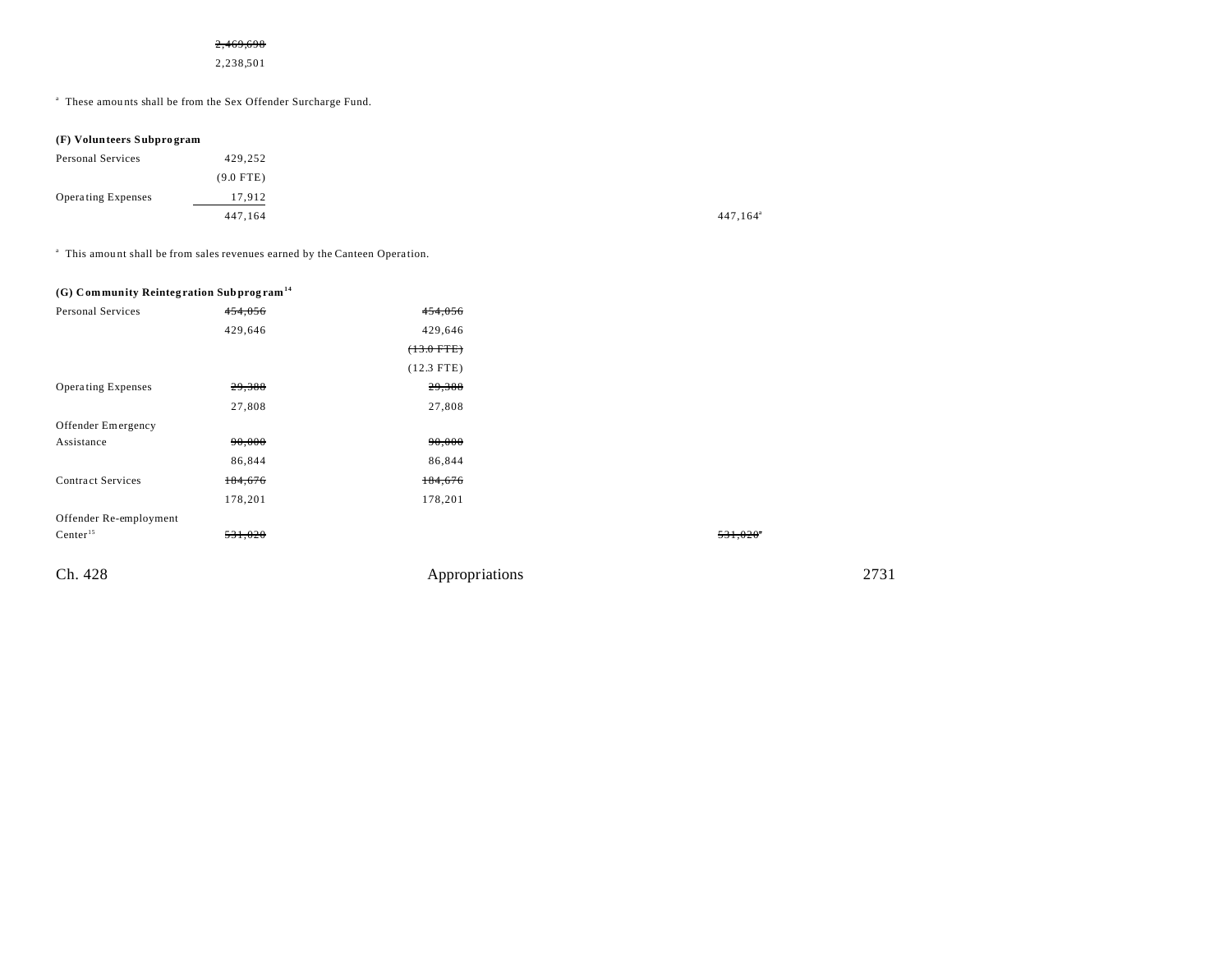| | | | | |
|---|---|---|---|---|
| | ~~2,469,698~~ | | | |
| | 2,238,501 | | | |

[a] These amounts shall be from the Sex Offender Surcharge Fund.

**(F) Volunteers Subprogram**

| | | | | |
|---|---|---|---|---|
| Personal Services | 429,252 | | | |
| | (9.0 FTE) | | | |
| Operating Expenses | 17,912 | | | |
| | 447,164 | | | 447,164[a] |

[a] This amount shall be from sales revenues earned by the Canteen Operation.

**(G) Community Reintegration Subprogram[14]**

| | | | | |
|---|---|---|---|---|
| Personal Services | ~~454,056~~ | ~~454,056~~ | | |
| | 429,646 | 429,646 | | |
| | | ~~(13.0 FTE)~~ | | |
| | | (12.3 FTE) | | |
| Operating Expenses | ~~29,380~~ | ~~29,380~~ | | |
| | 27,808 | 27,808 | | |
| Offender Emergency Assistance | ~~90,000~~ | ~~90,000~~ | | |
| | 86,844 | 86,844 | | |
| Contract Services | ~~184,676~~ | ~~184,676~~ | | |
| | 178,201 | 178,201 | | |
| Offender Re-employment Center[15] | ~~531,020~~ | | | ~~531,020~~[a] |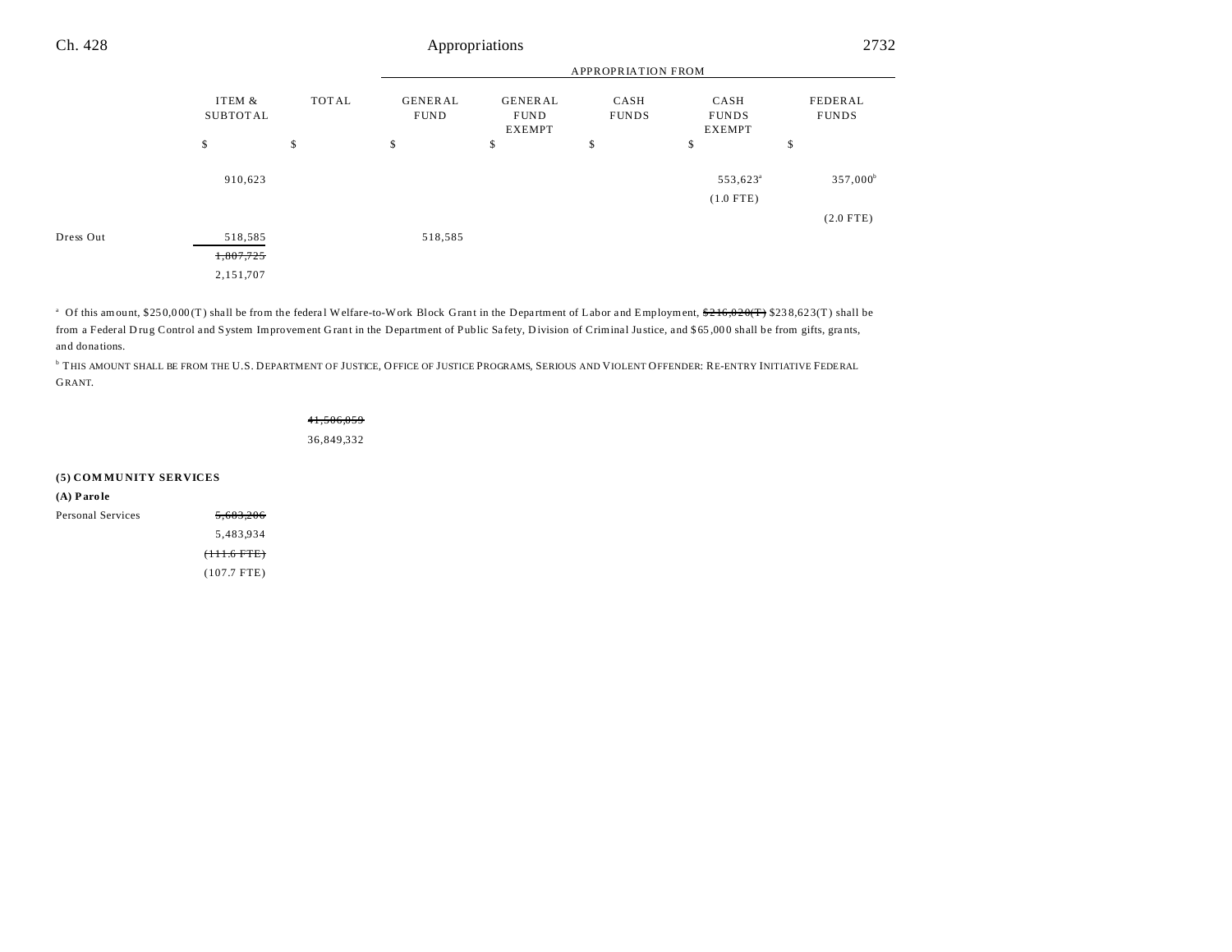| | ITEM & SUBTOTAL | TOTAL | GENERAL FUND | GENERAL FUND EXEMPT | CASH FUNDS | CASH FUNDS EXEMPT | FEDERAL FUNDS |
|---|---|---|---|---|---|---|---|
| | | | APPROPRIATION FROM | | | | |
| | $ | $ | $ | $ | $ | $ | $ |
| | 910,623 | | | | | 553,623[a] (1.0 FTE) | 357,000[b] (2.0 FTE) |
| Dress Out | 518,585 | | 518,585 | | | | |
| | ~~1,807,725~~ 2,151,707 | | | | | | |

[a] Of this amount, $250,000(T) shall be from the federal Welfare-to-Work Block Grant in the Department of Labor and Employment, ~~$216,020(T)~~ $238,623(T) shall be from a Federal Drug Control and System Improvement Grant in the Department of Public Safety, Division of Criminal Justice, and $65,000 shall be from gifts, grants, and donations.

[b] THIS AMOUNT SHALL BE FROM THE U.S. DEPARTMENT OF JUSTICE, OFFICE OF JUSTICE PROGRAMS, SERIOUS AND VIOLENT OFFENDER: RE-ENTRY INITIATIVE FEDERAL GRANT.

| | ITEM & SUBTOTAL | TOTAL |
|---|---|---|
| | | ~~41,506,059~~ 36,849,332 |

**(5) COMMUNITY SERVICES**

**(A) Parole**

| | ITEM & SUBTOTAL | TOTAL |
|---|---|---|
| Personal Services | ~~5,683,206~~ 5,483,934 ~~(111.6 FTE)~~ (107.7 FTE) | |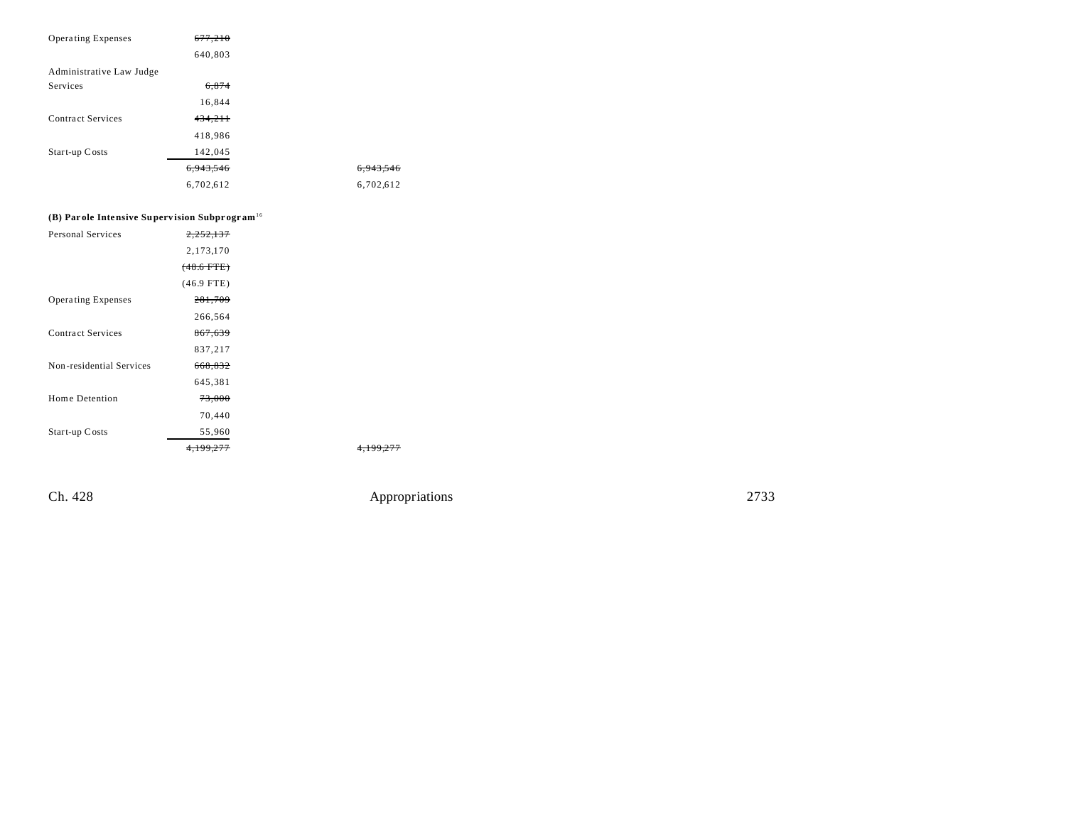| | | |
|---|---|---|
| Operating Expenses | ~~677,210~~ | |
| | 640,803 | |
| Administrative Law Judge Services | ~~6,874~~ | |
| | 16,844 | |
| Contract Services | ~~434,211~~ | |
| | 418,986 | |
| Start-up Costs | 142,045 | |
| | ~~6,943,546~~ | ~~6,943,546~~ |
| | 6,702,612 | 6,702,612 |

**(B) Parole Intensive Supervision Subprogram**[16]

| | | |
|---|---|---|
| Personal Services | ~~2,252,137~~ | |
| | 2,173,170 | |
| | ~~(48.6 FTE)~~ | |
| | (46.9 FTE) | |
| Operating Expenses | ~~281,709~~ | |
| | 266,564 | |
| Contract Services | ~~867,639~~ | |
| | 837,217 | |
| Non-residential Services | ~~668,832~~ | |
| | 645,381 | |
| Home Detention | ~~73,000~~ | |
| | 70,440 | |
| Start-up Costs | 55,960 | |
| | ~~4,199,277~~ | ~~4,199,277~~ |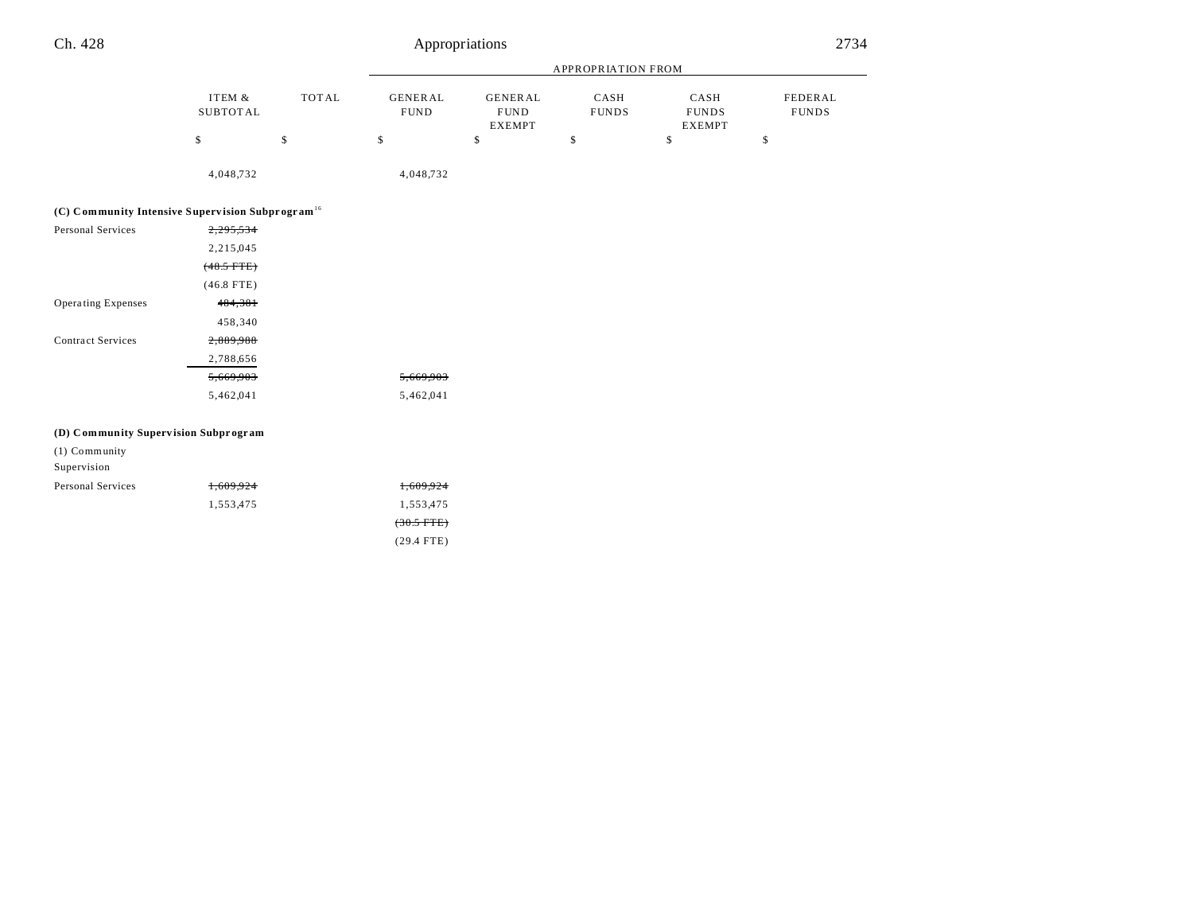| | ITEM & SUBTOTAL | TOTAL | APPROPRIATION FROM | | | | |
|---|---|---|---|---|---|---|---|
| | | | GENERAL FUND | GENERAL FUND EXEMPT | CASH FUNDS | CASH FUNDS EXEMPT | FEDERAL FUNDS |
| | $ | $ | $ | $ | $ | $ | $ |
| | 4,048,732 | | 4,048,732 | | | | |
| **(C) Community Intensive Supervision Subprogram**[16] | | | | | | | |
| Personal Services | ~~2,295,534~~ | | | | | | |
| | 2,215,045 | | | | | | |
| | ~~(48.5 FTE)~~ | | | | | | |
| | (46.8 FTE) | | | | | | |
| Operating Expenses | ~~484,381~~ | | | | | | |
| | 458,340 | | | | | | |
| Contract Services | ~~2,889,988~~ | | | | | | |
| | 2,788,656 | | | | | | |
| | ~~5,669,903~~ | | ~~5,669,903~~ | | | | |
| | 5,462,041 | | 5,462,041 | | | | |
| **(D) Community Supervision Subprogram** | | | | | | | |
| (1) Community Supervision | | | | | | | |
| Personal Services | ~~1,609,924~~ | | ~~1,609,924~~ | | | | |
| | 1,553,475 | | 1,553,475 | | | | |
| | | | ~~(30.5 FTE)~~ | | | | |
| | | | (29.4 FTE) | | | | |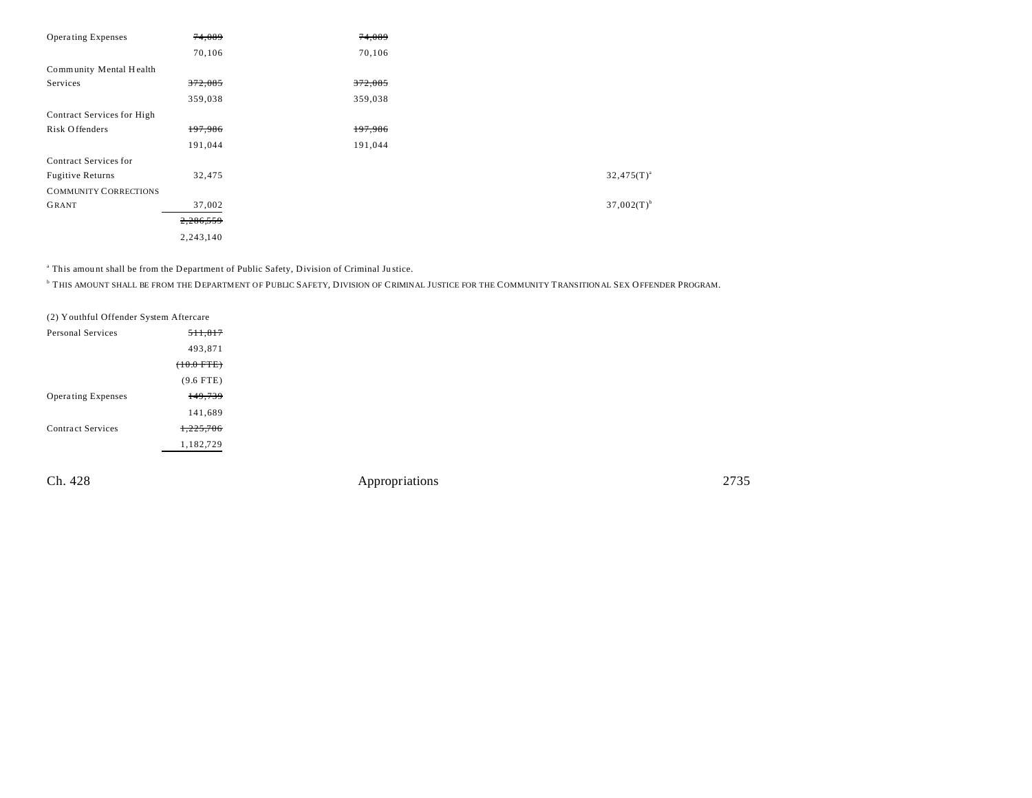| | | | |
|---|---|---|---|
| Operating Expenses | ~~74,089~~ | ~~74,089~~ | |
| | 70,106 | 70,106 | |
| Community Mental Health Services | ~~372,085~~ | ~~372,085~~ | |
| | 359,038 | 359,038 | |
| Contract Services for High Risk Offenders | ~~197,986~~ | ~~197,986~~ | |
| | 191,044 | 191,044 | |
| Contract Services for Fugitive Returns | 32,475 | | 32,475(T)[a] |
| COMMUNITY CORRECTIONS GRANT | 37,002 | | 37,002(T)[b] |
| | ~~2,286,559~~ | | |
| | 2,243,140 | | |

[a] This amount shall be from the Department of Public Safety, Division of Criminal Justice.

[b] THIS AMOUNT SHALL BE FROM THE DEPARTMENT OF PUBLIC SAFETY, DIVISION OF CRIMINAL JUSTICE FOR THE COMMUNITY TRANSITIONAL SEX OFFENDER PROGRAM.

(2) Youthful Offender System Aftercare

| | |
|---|---|
| Personal Services | ~~511,817~~ |
| | 493,871 |
| | ~~(10.0 FTE)~~ |
| | (9.6 FTE) |
| Operating Expenses | ~~149,739~~ |
| | 141,689 |
| Contract Services | ~~1,225,706~~ |
| | 1,182,729 |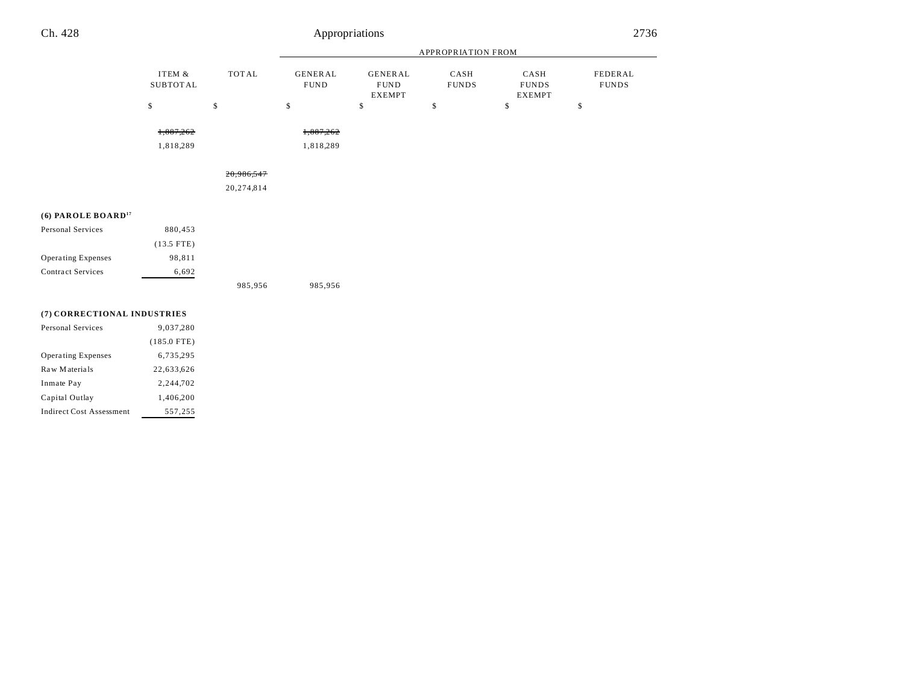| | ITEM & SUBTOTAL | TOTAL | APPROPRIATION FROM | | | | |
|---|---|---|---|---|---|---|---|
| | | | GENERAL FUND | GENERAL FUND EXEMPT | CASH FUNDS | CASH FUNDS EXEMPT | FEDERAL FUNDS |
| | $ | $ | $ | $ | $ | $ | $ |
| | ~~1,887,262~~ | | ~~1,887,262~~ | | | | |
| | 1,818,289 | | 1,818,289 | | | | |
| | | ~~20,986,547~~ | | | | | |
| | | 20,274,814 | | | | | |
| **(6) PAROLE BOARD**[17] | | | | | | | |
| Personal Services | 880,453 | | | | | | |
| | (13.5 FTE) | | | | | | |
| Operating Expenses | 98,811 | | | | | | |
| Contract Services | 6,692 | | | | | | |
| | | 985,956 | 985,956 | | | | |
| **(7) CORRECTIONAL INDUSTRIES** | | | | | | | |
| Personal Services | 9,037,280 | | | | | | |
| | (185.0 FTE) | | | | | | |
| Operating Expenses | 6,735,295 | | | | | | |
| Raw Materials | 22,633,626 | | | | | | |
| Inmate Pay | 2,244,702 | | | | | | |
| Capital Outlay | 1,406,200 | | | | | | |
| Indirect Cost Assessment | 557,255 | | | | | | |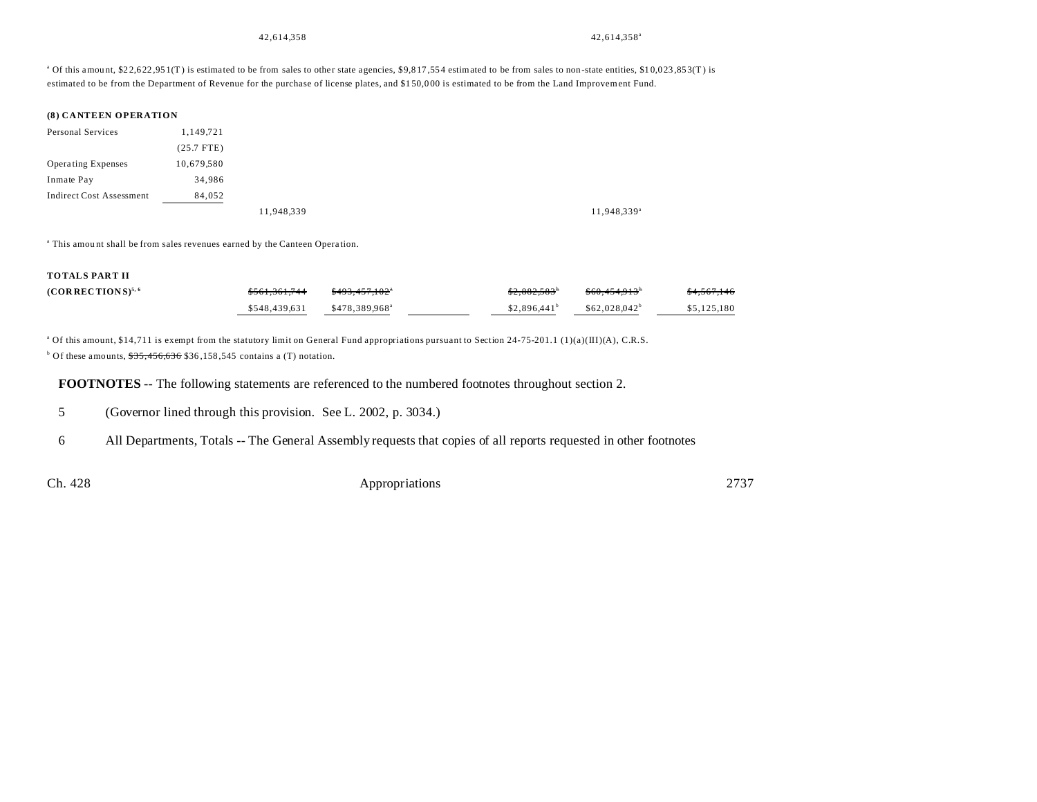| | | | | | | | |
|---|---|---|---|---|---|---|---|
| | | 42,614,358 | | | | 42,614,358[a] | |

[a] Of this amount, $22,622,951(T) is estimated to be from sales to other state agencies, $9,817,554 estimated to be from sales to non-state entities, $10,023,853(T) is estimated to be from the Department of Revenue for the purchase of license plates, and $150,000 is estimated to be from the Land Improvement Fund.

**(8) CANTEEN OPERATION**

| | | | | | | | |
|---|---|---|---|---|---|---|---|
| Personal Services | 1,149,721 | | | | | | |
| | (25.7 FTE) | | | | | | |
| Operating Expenses | 10,679,580 | | | | | | |
| Inmate Pay | 34,986 | | | | | | |
| Indirect Cost Assessment | 84,052 | | | | | | |
| | | 11,948,339 | | | | 11,948,339[a] | |

[a] This amount shall be from sales revenues earned by the Canteen Operation.

**TOTALS PART II**

| | | | | | | |
|---|---|---|---|---|---|---|
| **(CORRECTIONS)**[5, 6] | ~~$561,361,744~~ | ~~$493,457,102~~[a] | | ~~$2,882,583~~[b] | ~~$60,454,913~~[b] | ~~$4,567,146~~ |
| | $548,439,631 | $478,389,968[a] | | $2,896,441[b] | $62,028,042[b] | $5,125,180 |

[a] Of this amount, $14,711 is exempt from the statutory limit on General Fund appropriations pursuant to Section 24-75-201.1 (1)(a)(III)(A), C.R.S.

[b] Of these amounts, ~~$35,456,636~~ $36,158,545 contains a (T) notation.

**FOOTNOTES** -- The following statements are referenced to the numbered footnotes throughout section 2.

5 (Governor lined through this provision. See L. 2002, p. 3034.)

6 All Departments, Totals -- The General Assembly requests that copies of all reports requested in other footnotes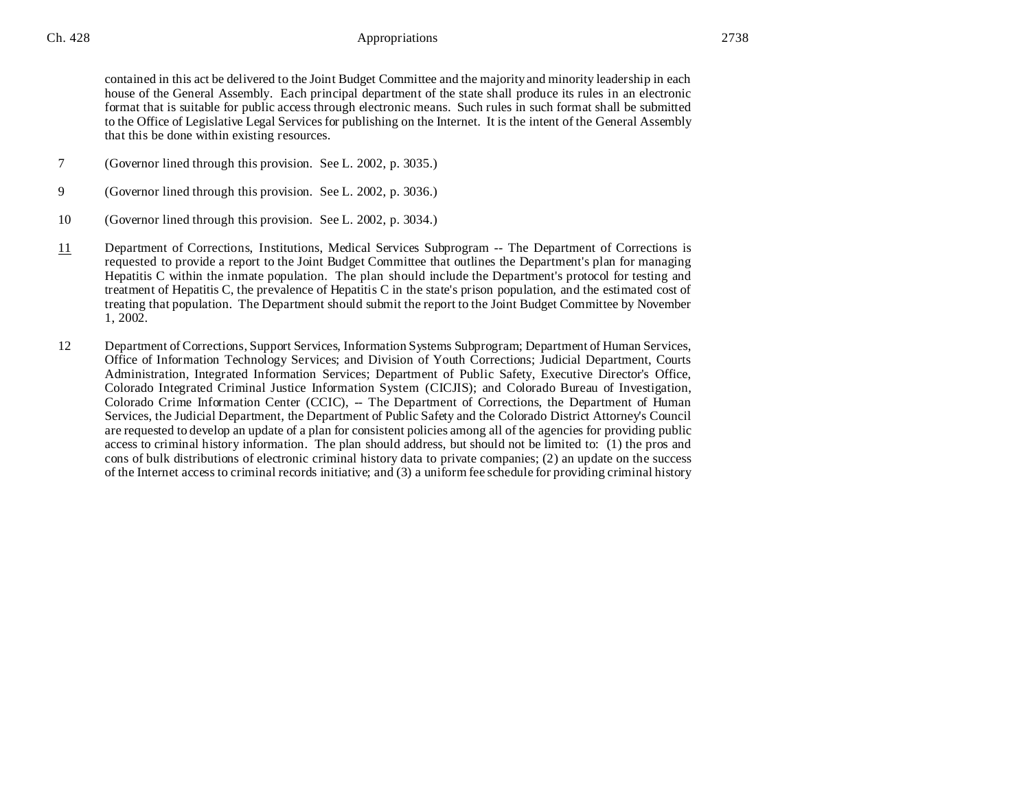contained in this act be delivered to the Joint Budget Committee and the majority and minority leadership in each house of the General Assembly. Each principal department of the state shall produce its rules in an electronic format that is suitable for public access through electronic means. Such rules in such format shall be submitted to the Office of Legislative Legal Services for publishing on the Internet. It is the intent of the General Assembly that this be done within existing resources.

7 (Governor lined through this provision. See L. 2002, p. 3035.)

9 (Governor lined through this provision. See L. 2002, p. 3036.)

10 (Governor lined through this provision. See L. 2002, p. 3034.)

11 Department of Corrections, Institutions, Medical Services Subprogram -- The Department of Corrections is requested to provide a report to the Joint Budget Committee that outlines the Department's plan for managing Hepatitis C within the inmate population. The plan should include the Department's protocol for testing and treatment of Hepatitis C, the prevalence of Hepatitis C in the state's prison population, and the estimated cost of treating that population. The Department should submit the report to the Joint Budget Committee by November 1, 2002.

12 Department of Corrections, Support Services, Information Systems Subprogram; Department of Human Services, Office of Information Technology Services; and Division of Youth Corrections; Judicial Department, Courts Administration, Integrated Information Services; Department of Public Safety, Executive Director's Office, Colorado Integrated Criminal Justice Information System (CICJIS); and Colorado Bureau of Investigation, Colorado Crime Information Center (CCIC), -- The Department of Corrections, the Department of Human Services, the Judicial Department, the Department of Public Safety and the Colorado District Attorney's Council are requested to develop an update of a plan for consistent policies among all of the agencies for providing public access to criminal history information. The plan should address, but should not be limited to: (1) the pros and cons of bulk distributions of electronic criminal history data to private companies; (2) an update on the success of the Internet access to criminal records initiative; and (3) a uniform fee schedule for providing criminal history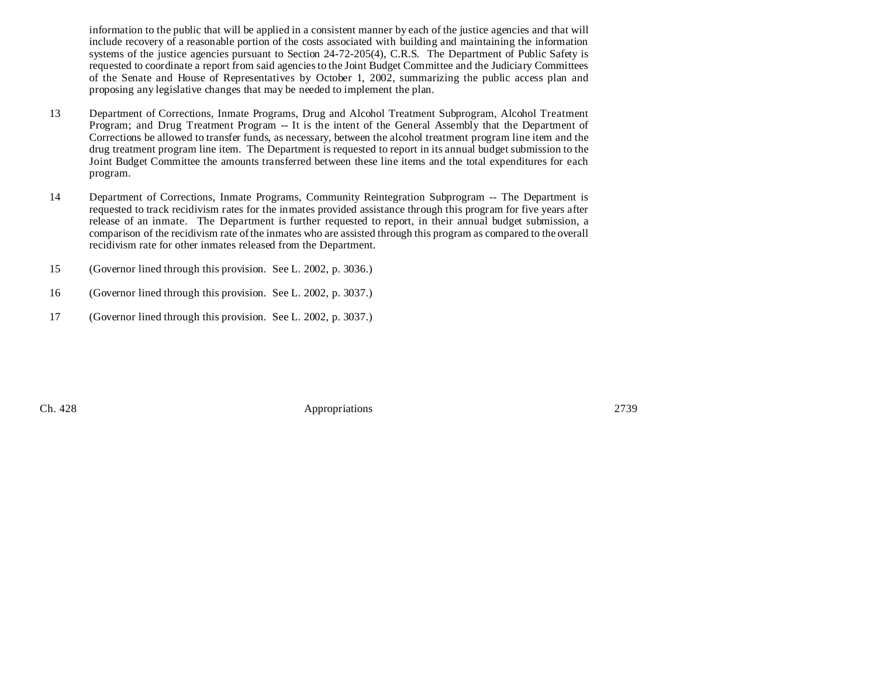information to the public that will be applied in a consistent manner by each of the justice agencies and that will include recovery of a reasonable portion of the costs associated with building and maintaining the information systems of the justice agencies pursuant to Section 24-72-205(4), C.R.S. The Department of Public Safety is requested to coordinate a report from said agencies to the Joint Budget Committee and the Judiciary Committees of the Senate and House of Representatives by October 1, 2002, summarizing the public access plan and proposing any legislative changes that may be needed to implement the plan.

13 Department of Corrections, Inmate Programs, Drug and Alcohol Treatment Subprogram, Alcohol Treatment Program; and Drug Treatment Program -- It is the intent of the General Assembly that the Department of Corrections be allowed to transfer funds, as necessary, between the alcohol treatment program line item and the drug treatment program line item. The Department is requested to report in its annual budget submission to the Joint Budget Committee the amounts transferred between these line items and the total expenditures for each program.

14 Department of Corrections, Inmate Programs, Community Reintegration Subprogram -- The Department is requested to track recidivism rates for the inmates provided assistance through this program for five years after release of an inmate. The Department is further requested to report, in their annual budget submission, a comparison of the recidivism rate of the inmates who are assisted through this program as compared to the overall recidivism rate for other inmates released from the Department.

15 (Governor lined through this provision. See L. 2002, p. 3036.)

16 (Governor lined through this provision. See L. 2002, p. 3037.)

17 (Governor lined through this provision. See L. 2002, p. 3037.)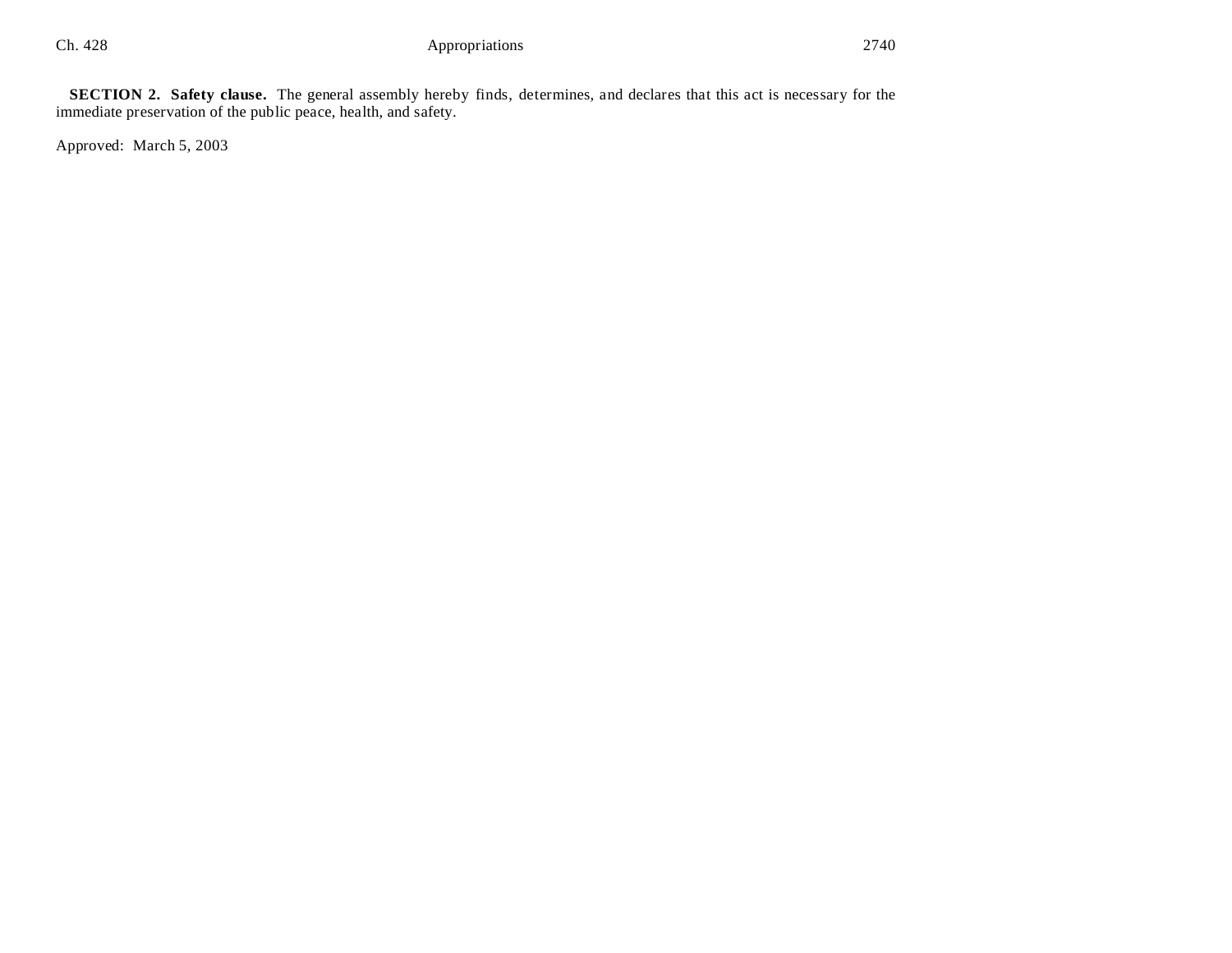**SECTION 2. Safety clause.** The general assembly hereby finds, determines, and declares that this act is necessary for the immediate preservation of the public peace, health, and safety.

Approved: March 5, 2003